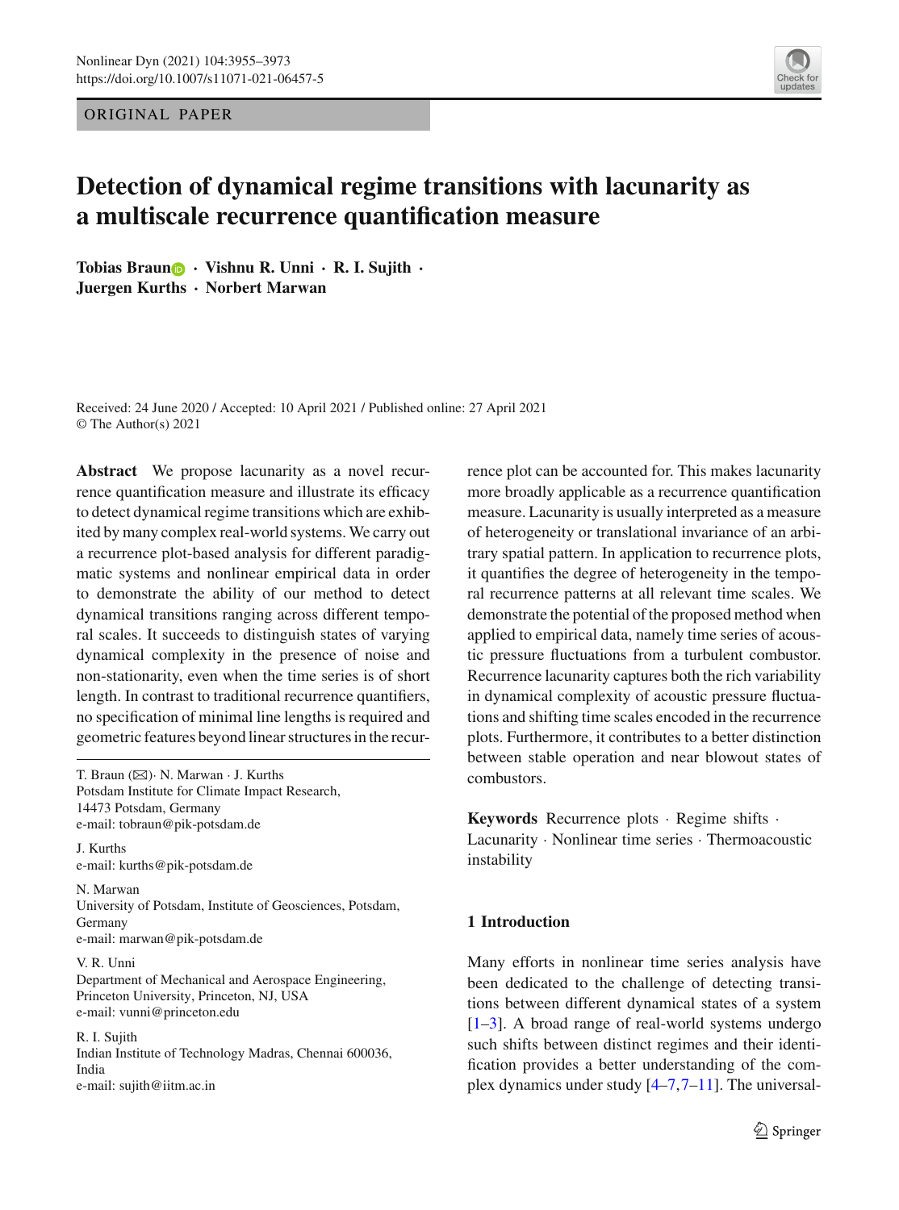ORIGINAL PAPER

# Detection of dynamical regime transitions with lacunarity as a multiscale recurrence quantification measure

**Tobias Braun · Vishnu R. Unni · R. I. Sujith · Juergen Kurths · Norbert Marwan**

Received: 24 June 2020 / Accepted: 10 April 2021 / Published online: 27 April 2021
© The Author(s) 2021

**Abstract** We propose lacunarity as a novel recurrence quantification measure and illustrate its efficacy to detect dynamical regime transitions which are exhibited by many complex real-world systems. We carry out a recurrence plot-based analysis for different paradigmatic systems and nonlinear empirical data in order to demonstrate the ability of our method to detect dynamical transitions ranging across different temporal scales. It succeeds to distinguish states of varying dynamical complexity in the presence of noise and non-stationarity, even when the time series is of short length. In contrast to traditional recurrence quantifiers, no specification of minimal line lengths is required and geometric features beyond linear structures in the recurrence plot can be accounted for. This makes lacunarity more broadly applicable as a recurrence quantification measure. Lacunarity is usually interpreted as a measure of heterogeneity or translational invariance of an arbitrary spatial pattern. In application to recurrence plots, it quantifies the degree of heterogeneity in the temporal recurrence patterns at all relevant time scales. We demonstrate the potential of the proposed method when applied to empirical data, namely time series of acoustic pressure fluctuations from a turbulent combustor. Recurrence lacunarity captures both the rich variability in dynamical complexity of acoustic pressure fluctuations and shifting time scales encoded in the recurrence plots. Furthermore, it contributes to a better distinction between stable operation and near blowout states of combustors.

**Keywords** Recurrence plots · Regime shifts · Lacunarity · Nonlinear time series · Thermoacoustic instability

T. Braun (✉)· N. Marwan · J. Kurths
Potsdam Institute for Climate Impact Research, 14473 Potsdam, Germany
e-mail: tobraun@pik-potsdam.de

J. Kurths
e-mail: kurths@pik-potsdam.de

N. Marwan
University of Potsdam, Institute of Geosciences, Potsdam, Germany
e-mail: marwan@pik-potsdam.de

V. R. Unni
Department of Mechanical and Aerospace Engineering, Princeton University, Princeton, NJ, USA
e-mail: vunni@princeton.edu

R. I. Sujith
Indian Institute of Technology Madras, Chennai 600036, India
e-mail: sujith@iitm.ac.in

## 1 Introduction

Many efforts in nonlinear time series analysis have been dedicated to the challenge of detecting transitions between different dynamical states of a system [1–3]. A broad range of real-world systems undergo such shifts between distinct regimes and their identification provides a better understanding of the complex dynamics under study [4–7,7–11]. The universal-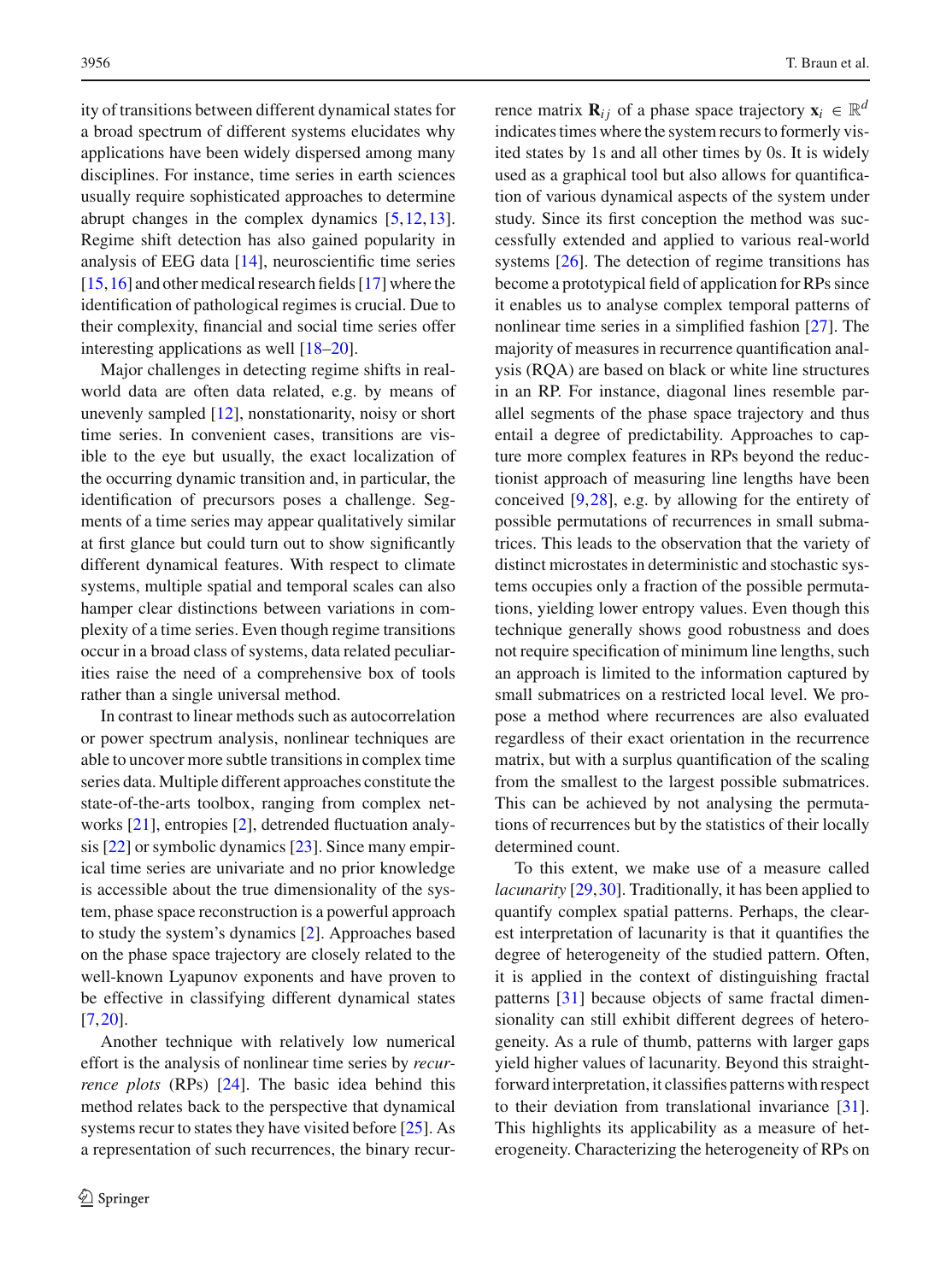ity of transitions between different dynamical states for a broad spectrum of different systems elucidates why applications have been widely dispersed among many disciplines. For instance, time series in earth sciences usually require sophisticated approaches to determine abrupt changes in the complex dynamics [5,12,13]. Regime shift detection has also gained popularity in analysis of EEG data [14], neuroscientific time series [15,16] and other medical research fields [17] where the identification of pathological regimes is crucial. Due to their complexity, financial and social time series offer interesting applications as well [18–20].

Major challenges in detecting regime shifts in real-world data are often data related, e.g. by means of unevenly sampled [12], nonstationarity, noisy or short time series. In convenient cases, transitions are visible to the eye but usually, the exact localization of the occurring dynamic transition and, in particular, the identification of precursors poses a challenge. Segments of a time series may appear qualitatively similar at first glance but could turn out to show significantly different dynamical features. With respect to climate systems, multiple spatial and temporal scales can also hamper clear distinctions between variations in complexity of a time series. Even though regime transitions occur in a broad class of systems, data related peculiarities raise the need of a comprehensive box of tools rather than a single universal method.

In contrast to linear methods such as autocorrelation or power spectrum analysis, nonlinear techniques are able to uncover more subtle transitions in complex time series data. Multiple different approaches constitute the state-of-the-arts toolbox, ranging from complex networks [21], entropies [2], detrended fluctuation analysis [22] or symbolic dynamics [23]. Since many empirical time series are univariate and no prior knowledge is accessible about the true dimensionality of the system, phase space reconstruction is a powerful approach to study the system's dynamics [2]. Approaches based on the phase space trajectory are closely related to the well-known Lyapunov exponents and have proven to be effective in classifying different dynamical states [7,20].

Another technique with relatively low numerical effort is the analysis of nonlinear time series by *recurrence plots* (RPs) [24]. The basic idea behind this method relates back to the perspective that dynamical systems recur to states they have visited before [25]. As a representation of such recurrences, the binary recurrence matrix $\mathbf{R}_{ij}$ of a phase space trajectory $\mathbf{x}_i \in \mathbb{R}^d$ indicates times where the system recurs to formerly visited states by 1s and all other times by 0s. It is widely used as a graphical tool but also allows for quantification of various dynamical aspects of the system under study. Since its first conception the method was successfully extended and applied to various real-world systems [26]. The detection of regime transitions has become a prototypical field of application for RPs since it enables us to analyse complex temporal patterns of nonlinear time series in a simplified fashion [27]. The majority of measures in recurrence quantification analysis (RQA) are based on black or white line structures in an RP. For instance, diagonal lines resemble parallel segments of the phase space trajectory and thus entail a degree of predictability. Approaches to capture more complex features in RPs beyond the reductionist approach of measuring line lengths have been conceived [9,28], e.g. by allowing for the entirety of possible permutations of recurrences in small submatrices. This leads to the observation that the variety of distinct microstates in deterministic and stochastic systems occupies only a fraction of the possible permutations, yielding lower entropy values. Even though this technique generally shows good robustness and does not require specification of minimum line lengths, such an approach is limited to the information captured by small submatrices on a restricted local level. We propose a method where recurrences are also evaluated regardless of their exact orientation in the recurrence matrix, but with a surplus quantification of the scaling from the smallest to the largest possible submatrices. This can be achieved by not analysing the permutations of recurrences but by the statistics of their locally determined count.

To this extent, we make use of a measure called *lacunarity* [29,30]. Traditionally, it has been applied to quantify complex spatial patterns. Perhaps, the clearest interpretation of lacunarity is that it quantifies the degree of heterogeneity of the studied pattern. Often, it is applied in the context of distinguishing fractal patterns [31] because objects of same fractal dimensionality can still exhibit different degrees of heterogeneity. As a rule of thumb, patterns with larger gaps yield higher values of lacunarity. Beyond this straightforward interpretation, it classifies patterns with respect to their deviation from translational invariance [31]. This highlights its applicability as a measure of heterogeneity. Characterizing the heterogeneity of RPs on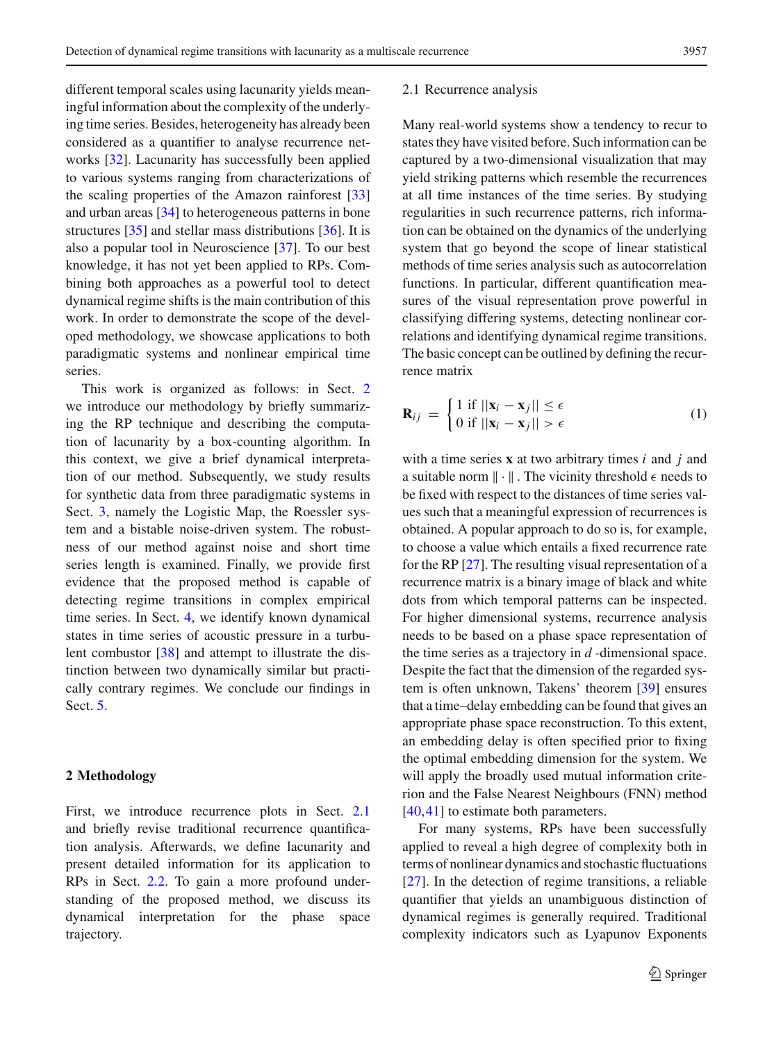different temporal scales using lacunarity yields meaningful information about the complexity of the underlying time series. Besides, heterogeneity has already been considered as a quantifier to analyse recurrence networks [32]. Lacunarity has successfully been applied to various systems ranging from characterizations of the scaling properties of the Amazon rainforest [33] and urban areas [34] to heterogeneous patterns in bone structures [35] and stellar mass distributions [36]. It is also a popular tool in Neuroscience [37]. To our best knowledge, it has not yet been applied to RPs. Combining both approaches as a powerful tool to detect dynamical regime shifts is the main contribution of this work. In order to demonstrate the scope of the developed methodology, we showcase applications to both paradigmatic systems and nonlinear empirical time series.

This work is organized as follows: in Sect. 2 we introduce our methodology by briefly summarizing the RP technique and describing the computation of lacunarity by a box-counting algorithm. In this context, we give a brief dynamical interpretation of our method. Subsequently, we study results for synthetic data from three paradigmatic systems in Sect. 3, namely the Logistic Map, the Roessler system and a bistable noise-driven system. The robustness of our method against noise and short time series length is examined. Finally, we provide first evidence that the proposed method is capable of detecting regime transitions in complex empirical time series. In Sect. 4, we identify known dynamical states in time series of acoustic pressure in a turbulent combustor [38] and attempt to illustrate the distinction between two dynamically similar but practically contrary regimes. We conclude our findings in Sect. 5.

## 2 Methodology

First, we introduce recurrence plots in Sect. 2.1 and briefly revise traditional recurrence quantification analysis. Afterwards, we define lacunarity and present detailed information for its application to RPs in Sect. 2.2. To gain a more profound understanding of the proposed method, we discuss its dynamical interpretation for the phase space trajectory.

### 2.1 Recurrence analysis

Many real-world systems show a tendency to recur to states they have visited before. Such information can be captured by a two-dimensional visualization that may yield striking patterns which resemble the recurrences at all time instances of the time series. By studying regularities in such recurrence patterns, rich information can be obtained on the dynamics of the underlying system that go beyond the scope of linear statistical methods of time series analysis such as autocorrelation functions. In particular, different quantification measures of the visual representation prove powerful in classifying differing systems, detecting nonlinear correlations and identifying dynamical regime transitions. The basic concept can be outlined by defining the recurrence matrix

$$\mathbf{R}_{ij} = \begin{cases} 1 \text{ if } ||\mathbf{x}_i - \mathbf{x}_j|| \leq \epsilon \\ 0 \text{ if } ||\mathbf{x}_i - \mathbf{x}_j|| > \epsilon \end{cases} \tag{1}$$

with a time series $\mathbf{x}$ at two arbitrary times $i$ and $j$ and a suitable norm $\| \cdot \|$. The vicinity threshold $\epsilon$ needs to be fixed with respect to the distances of time series values such that a meaningful expression of recurrences is obtained. A popular approach to do so is, for example, to choose a value which entails a fixed recurrence rate for the RP [27]. The resulting visual representation of a recurrence matrix is a binary image of black and white dots from which temporal patterns can be inspected. For higher dimensional systems, recurrence analysis needs to be based on a phase space representation of the time series as a trajectory in $d$-dimensional space. Despite the fact that the dimension of the regarded system is often unknown, Takens' theorem [39] ensures that a time–delay embedding can be found that gives an appropriate phase space reconstruction. To this extent, an embedding delay is often specified prior to fixing the optimal embedding dimension for the system. We will apply the broadly used mutual information criterion and the False Nearest Neighbours (FNN) method [40,41] to estimate both parameters.

For many systems, RPs have been successfully applied to reveal a high degree of complexity both in terms of nonlinear dynamics and stochastic fluctuations [27]. In the detection of regime transitions, a reliable quantifier that yields an unambiguous distinction of dynamical regimes is generally required. Traditional complexity indicators such as Lyapunov Exponents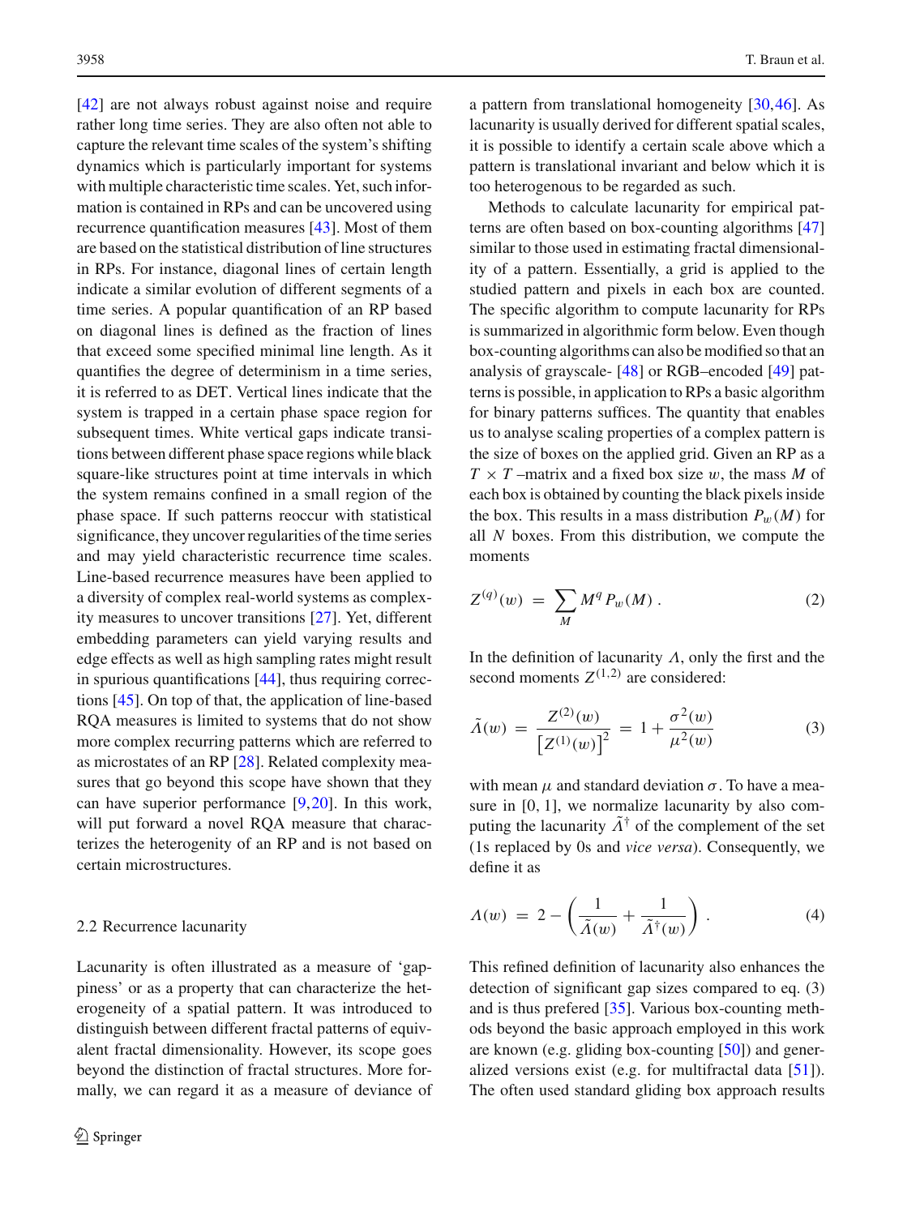[42] are not always robust against noise and require rather long time series. They are also often not able to capture the relevant time scales of the system's shifting dynamics which is particularly important for systems with multiple characteristic time scales. Yet, such information is contained in RPs and can be uncovered using recurrence quantification measures [43]. Most of them are based on the statistical distribution of line structures in RPs. For instance, diagonal lines of certain length indicate a similar evolution of different segments of a time series. A popular quantification of an RP based on diagonal lines is defined as the fraction of lines that exceed some specified minimal line length. As it quantifies the degree of determinism in a time series, it is referred to as DET. Vertical lines indicate that the system is trapped in a certain phase space region for subsequent times. White vertical gaps indicate transitions between different phase space regions while black square-like structures point at time intervals in which the system remains confined in a small region of the phase space. If such patterns reoccur with statistical significance, they uncover regularities of the time series and may yield characteristic recurrence time scales. Line-based recurrence measures have been applied to a diversity of complex real-world systems as complexity measures to uncover transitions [27]. Yet, different embedding parameters can yield varying results and edge effects as well as high sampling rates might result in spurious quantifications [44], thus requiring corrections [45]. On top of that, the application of line-based RQA measures is limited to systems that do not show more complex recurring patterns which are referred to as microstates of an RP [28]. Related complexity measures that go beyond this scope have shown that they can have superior performance [9,20]. In this work, will put forward a novel RQA measure that characterizes the heterogenity of an RP and is not based on certain microstructures.

### 2.2 Recurrence lacunarity

Lacunarity is often illustrated as a measure of 'gappiness' or as a property that can characterize the heterogeneity of a spatial pattern. It was introduced to distinguish between different fractal patterns of equivalent fractal dimensionality. However, its scope goes beyond the distinction of fractal structures. More formally, we can regard it as a measure of deviance of a pattern from translational homogeneity [30,46]. As lacunarity is usually derived for different spatial scales, it is possible to identify a certain scale above which a pattern is translational invariant and below which it is too heterogenous to be regarded as such.

Methods to calculate lacunarity for empirical patterns are often based on box-counting algorithms [47] similar to those used in estimating fractal dimensionality of a pattern. Essentially, a grid is applied to the studied pattern and pixels in each box are counted. The specific algorithm to compute lacunarity for RPs is summarized in algorithmic form below. Even though box-counting algorithms can also be modified so that an analysis of grayscale- [48] or RGB–encoded [49] patterns is possible, in application to RPs a basic algorithm for binary patterns suffices. The quantity that enables us to analyse scaling properties of a complex pattern is the size of boxes on the applied grid. Given an RP as a $T \times T$ –matrix and a fixed box size $w$, the mass $M$ of each box is obtained by counting the black pixels inside the box. This results in a mass distribution $P_w(M)$ for all $N$ boxes. From this distribution, we compute the moments

$$Z^{(q)}(w) \;=\; \sum_M M^q P_w(M)\;. \tag{2}$$

In the definition of lacunarity $\Lambda$, only the first and the second moments $Z^{(1,2)}$ are considered:

$$\tilde{\Lambda}(w) \;=\; \frac{Z^{(2)}(w)}{\left[Z^{(1)}(w)\right]^2} \;=\; 1 + \frac{\sigma^2(w)}{\mu^2(w)} \tag{3}$$

with mean $\mu$ and standard deviation $\sigma$. To have a measure in [0, 1], we normalize lacunarity by also computing the lacunarity $\tilde{\Lambda}^{\dagger}$ of the complement of the set (1s replaced by 0s and *vice versa*). Consequently, we define it as

$$\Lambda(w) \;=\; 2 - \left(\frac{1}{\tilde{\Lambda}(w)} + \frac{1}{\tilde{\Lambda}^{\dagger}(w)}\right)\;. \tag{4}$$

This refined definition of lacunarity also enhances the detection of significant gap sizes compared to eq. (3) and is thus prefered [35]. Various box-counting methods beyond the basic approach employed in this work are known (e.g. gliding box-counting [50]) and generalized versions exist (e.g. for multifractal data [51]). The often used standard gliding box approach results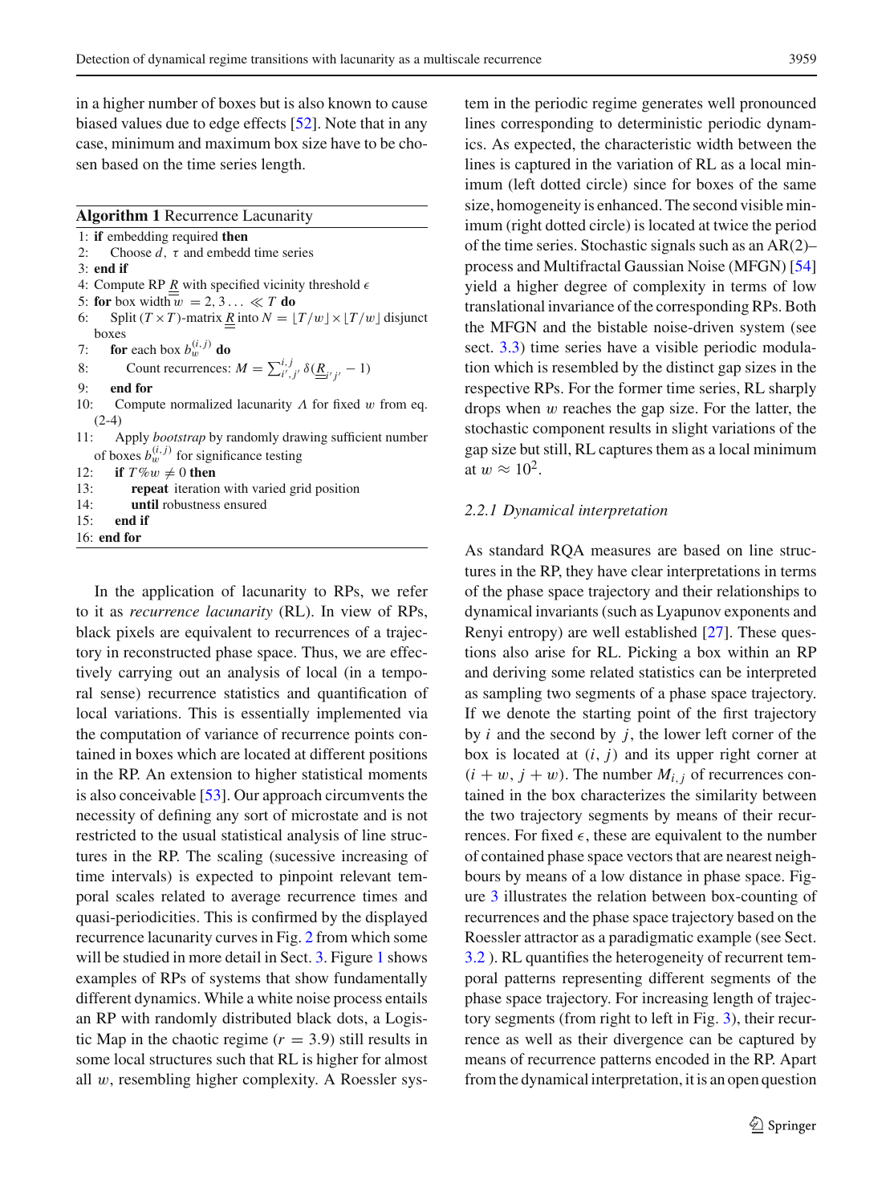in a higher number of boxes but is also known to cause biased values due to edge effects [52]. Note that in any case, minimum and maximum box size have to be chosen based on the time series length.

**Algorithm 1** Recurrence Lacunarity

```
1: if embedding required then
2:     Choose d, τ and embedd time series
3: end if
4: Compute RP R with specified vicinity threshold ϵ
5: for box width w = 2, 3 ... ≪ T do
6:     Split (T × T)-matrix R into N = ⌊T/w⌋ × ⌊T/w⌋ disjunct boxes
7:     for each box b_w^(i,j) do
8:         Count recurrences: M = Σ_{i',j'}^{i,j} δ(R_{i'j'} − 1)
9:     end for
10:    Compute normalized lacunarity Λ for fixed w from eq. (2-4)
11:    Apply bootstrap by randomly drawing sufficient number of boxes b_w^(i,j) for significance testing
12:    if T%w ≠ 0 then
13:        repeat iteration with varied grid position
14:        until robustness ensured
15:    end if
16: end for
```

In the application of lacunarity to RPs, we refer to it as *recurrence lacunarity* (RL). In view of RPs, black pixels are equivalent to recurrences of a trajectory in reconstructed phase space. Thus, we are effectively carrying out an analysis of local (in a temporal sense) recurrence statistics and quantification of local variations. This is essentially implemented via the computation of variance of recurrence points contained in boxes which are located at different positions in the RP. An extension to higher statistical moments is also conceivable [53]. Our approach circumvents the necessity of defining any sort of microstate and is not restricted to the usual statistical analysis of line structures in the RP. The scaling (sucessive increasing of time intervals) is expected to pinpoint relevant temporal scales related to average recurrence times and quasi-periodicities. This is confirmed by the displayed recurrence lacunarity curves in Fig. 2 from which some will be studied in more detail in Sect. 3. Figure 1 shows examples of RPs of systems that show fundamentally different dynamics. While a white noise process entails an RP with randomly distributed black dots, a Logistic Map in the chaotic regime ($r = 3.9$) still results in some local structures such that RL is higher for almost all $w$, resembling higher complexity. A Roessler system in the periodic regime generates well pronounced lines corresponding to deterministic periodic dynamics. As expected, the characteristic width between the lines is captured in the variation of RL as a local minimum (left dotted circle) since for boxes of the same size, homogeneity is enhanced. The second visible minimum (right dotted circle) is located at twice the period of the time series. Stochastic signals such as an AR(2)–process and Multifractal Gaussian Noise (MFGN) [54] yield a higher degree of complexity in terms of low translational invariance of the corresponding RPs. Both the MFGN and the bistable noise-driven system (see sect. 3.3) time series have a visible periodic modulation which is resembled by the distinct gap sizes in the respective RPs. For the former time series, RL sharply drops when $w$ reaches the gap size. For the latter, the stochastic component results in slight variations of the gap size but still, RL captures them as a local minimum at $w \approx 10^2$.

### 2.2.1 Dynamical interpretation

As standard RQA measures are based on line structures in the RP, they have clear interpretations in terms of the phase space trajectory and their relationships to dynamical invariants (such as Lyapunov exponents and Renyi entropy) are well established [27]. These questions also arise for RL. Picking a box within an RP and deriving some related statistics can be interpreted as sampling two segments of a phase space trajectory. If we denote the starting point of the first trajectory by $i$ and the second by $j$, the lower left corner of the box is located at $(i, j)$ and its upper right corner at $(i + w, j + w)$. The number $M_{i,j}$ of recurrences contained in the box characterizes the similarity between the two trajectory segments by means of their recurrences. For fixed $\epsilon$, these are equivalent to the number of contained phase space vectors that are nearest neighbours by means of a low distance in phase space. Figure 3 illustrates the relation between box-counting of recurrences and the phase space trajectory based on the Roessler attractor as a paradigmatic example (see Sect. 3.2 ). RL quantifies the heterogeneity of recurrent temporal patterns representing different segments of the phase space trajectory. For increasing length of trajectory segments (from right to left in Fig. 3), their recurrence as well as their divergence can be captured by means of recurrence patterns encoded in the RP. Apart from the dynamical interpretation, it is an open question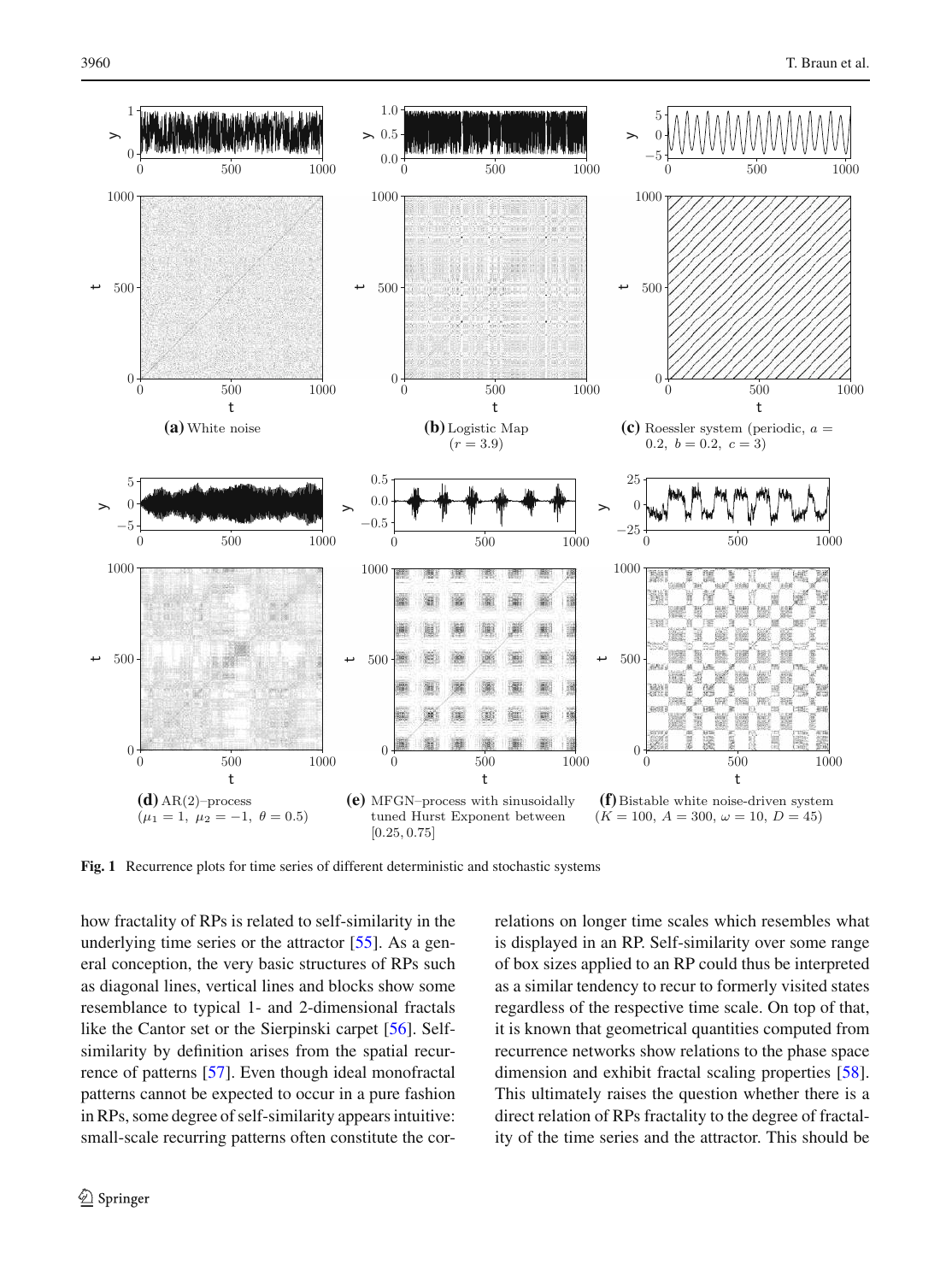**(a)** White noise

**(b)** Logistic Map ($r = 3.9$)

**(c)** Roessler system (periodic, $a = 0.2,\ b = 0.2,\ c = 3$)

**(d)** AR(2)–process ($\mu_1 = 1,\ \mu_2 = -1,\ \theta = 0.5$)

**(e)** MFGN–process with sinusoidally tuned Hurst Exponent between $[0.25, 0.75]$

**(f)** Bistable white noise-driven system ($K = 100,\ A = 300,\ \omega = 10,\ D = 45$)

**Fig. 1** Recurrence plots for time series of different deterministic and stochastic systems

how fractality of RPs is related to self-similarity in the underlying time series or the attractor [55]. As a general conception, the very basic structures of RPs such as diagonal lines, vertical lines and blocks show some resemblance to typical 1- and 2-dimensional fractals like the Cantor set or the Sierpinski carpet [56]. Self-similarity by definition arises from the spatial recurrence of patterns [57]. Even though ideal monofractal patterns cannot be expected to occur in a pure fashion in RPs, some degree of self-similarity appears intuitive: small-scale recurring patterns often constitute the correlations on longer time scales which resembles what is displayed in an RP. Self-similarity over some range of box sizes applied to an RP could thus be interpreted as a similar tendency to recur to formerly visited states regardless of the respective time scale. On top of that, it is known that geometrical quantities computed from recurrence networks show relations to the phase space dimension and exhibit fractal scaling properties [58]. This ultimately raises the question whether there is a direct relation of RPs fractality to the degree of fractality of the time series and the attractor. This should be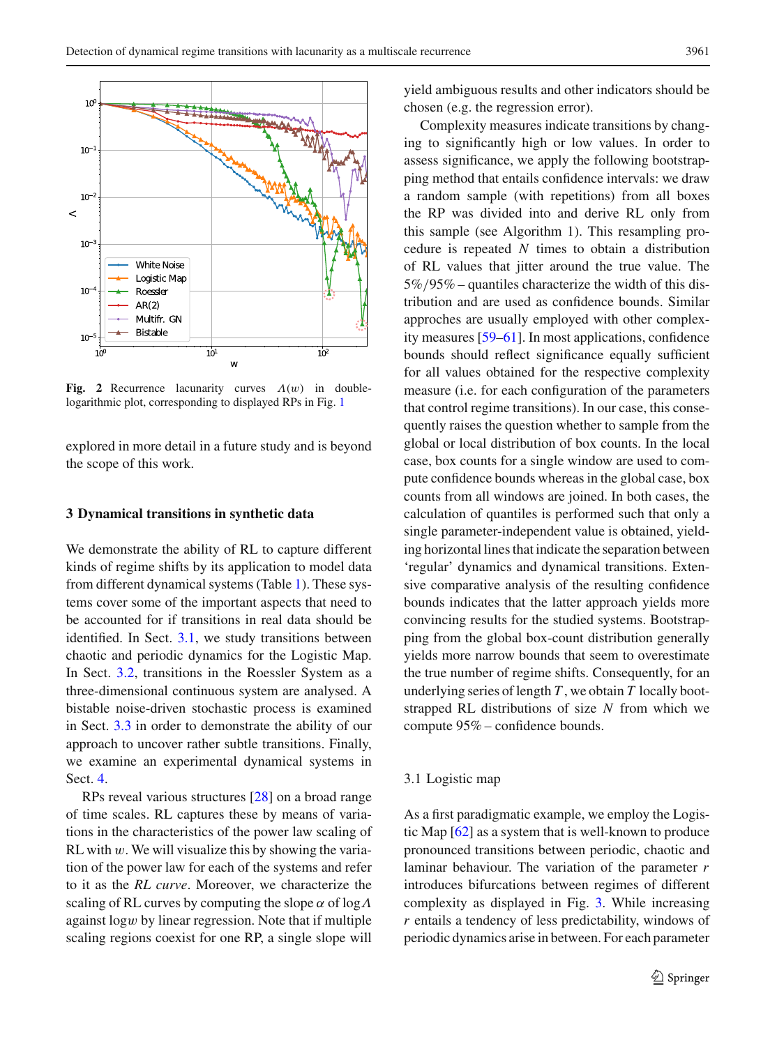Fig. 2 Recurrence lacunarity curves $\Lambda(w)$ in double-logarithmic plot, corresponding to displayed RPs in Fig. 1

explored in more detail in a future study and is beyond the scope of this work.

## 3 Dynamical transitions in synthetic data

We demonstrate the ability of RL to capture different kinds of regime shifts by its application to model data from different dynamical systems (Table 1). These systems cover some of the important aspects that need to be accounted for if transitions in real data should be identified. In Sect. 3.1, we study transitions between chaotic and periodic dynamics for the Logistic Map. In Sect. 3.2, transitions in the Roessler System as a three-dimensional continuous system are analysed. A bistable noise-driven stochastic process is examined in Sect. 3.3 in order to demonstrate the ability of our approach to uncover rather subtle transitions. Finally, we examine an experimental dynamical systems in Sect. 4.

RPs reveal various structures [28] on a broad range of time scales. RL captures these by means of variations in the characteristics of the power law scaling of RL with $w$. We will visualize this by showing the variation of the power law for each of the systems and refer to it as the *RL curve*. Moreover, we characterize the scaling of RL curves by computing the slope $\alpha$ of $\log \Lambda$ against $\log w$ by linear regression. Note that if multiple scaling regions coexist for one RP, a single slope will yield ambiguous results and other indicators should be chosen (e.g. the regression error).

Complexity measures indicate transitions by changing to significantly high or low values. In order to assess significance, we apply the following bootstrapping method that entails confidence intervals: we draw a random sample (with repetitions) from all boxes the RP was divided into and derive RL only from this sample (see Algorithm 1). This resampling procedure is repeated $N$ times to obtain a distribution of RL values that jitter around the true value. The 5%/95% – quantiles characterize the width of this distribution and are used as confidence bounds. Similar approches are usually employed with other complexity measures [59–61]. In most applications, confidence bounds should reflect significance equally sufficient for all values obtained for the respective complexity measure (i.e. for each configuration of the parameters that control regime transitions). In our case, this consequently raises the question whether to sample from the global or local distribution of box counts. In the local case, box counts for a single window are used to compute confidence bounds whereas in the global case, box counts from all windows are joined. In both cases, the calculation of quantiles is performed such that only a single parameter-independent value is obtained, yielding horizontal lines that indicate the separation between 'regular' dynamics and dynamical transitions. Extensive comparative analysis of the resulting confidence bounds indicates that the latter approach yields more convincing results for the studied systems. Bootstrapping from the global box-count distribution generally yields more narrow bounds that seem to overestimate the true number of regime shifts. Consequently, for an underlying series of length $T$, we obtain $T$ locally bootstrapped RL distributions of size $N$ from which we compute 95% – confidence bounds.

### 3.1 Logistic map

As a first paradigmatic example, we employ the Logistic Map [62] as a system that is well-known to produce pronounced transitions between periodic, chaotic and laminar behaviour. The variation of the parameter $r$ introduces bifurcations between regimes of different complexity as displayed in Fig. 3. While increasing $r$ entails a tendency of less predictability, windows of periodic dynamics arise in between. For each parameter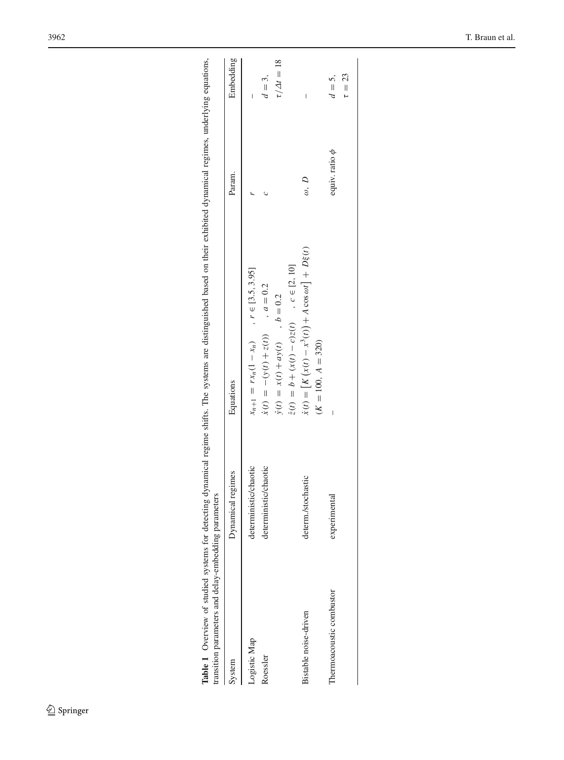**Table 1** Overview of studied systems for detecting dynamical regime shifts. The systems are distinguished based on their exhibited dynamical regimes, underlying equations, transition parameters and delay-embedding parameters

| System | Dynamical regimes | Equations | Param. | Embedding |
|---|---|---|---|---|
| Logistic Map | deterministic/chaotic | $x_{n+1} = rx_n(1 - x_n) \quad , \; r \in [3.5, 3.95]$ | $r$ | – |
| Roessler | deterministic/chaotic | $\dot{x}(t) = -(y(t) + z(t)) \quad , \; a = 0.2$ <br> $\dot{y}(t) = x(t) + ay(t) \quad , \; b = 0.2$ <br> $\dot{z}(t) = b + (x(t) - c)z(t) \quad , \; c \in [2, 10]$ | $c$ | $d = 3$, <br> $\tau/\Delta t = 18$ |
| Bistable noise-driven | determ./stochastic | $\dot{x}(t) = \left[K\left(x(t) - x^3(t)\right) + A\cos\omega t\right] + D\xi(t)$ <br> $(K = 100, \; A = 320)$ | $\omega$, $D$ | – |
| Thermoacoustic combustor | experimental | – | equiv. ratio $\phi$ | $d = 5$, <br> $\tau = 23$ |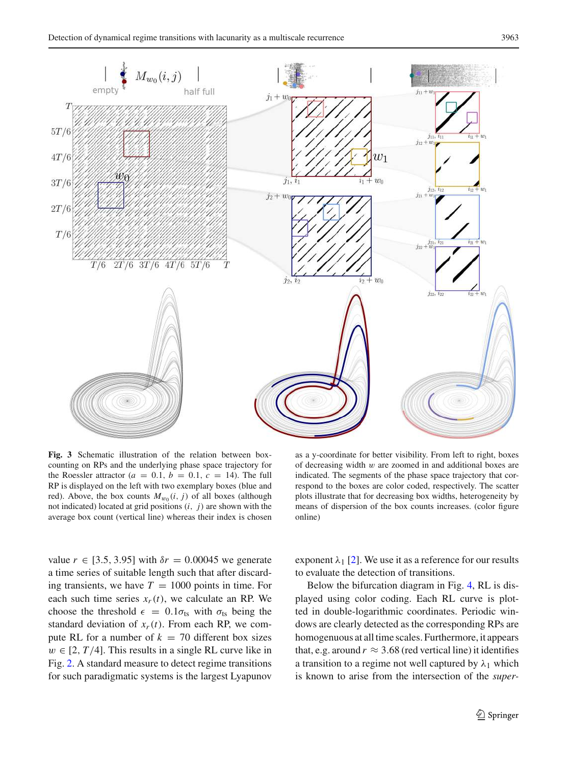**Fig. 3** Schematic illustration of the relation between box-counting on RPs and the underlying phase space trajectory for the Roessler attractor ($a = 0.1$, $b = 0.1$, $c = 14$). The full RP is displayed on the left with two exemplary boxes (blue and red). Above, the box counts $M_{w_0}(i, j)$ of all boxes (although not indicated) located at grid positions $(i, j)$ are shown with the average box count (vertical line) whereas their index is chosen as a y-coordinate for better visibility. From left to right, boxes of decreasing width $w$ are zoomed in and additional boxes are indicated. The segments of the phase space trajectory that correspond to the boxes are color coded, respectively. The scatter plots illustrate that for decreasing box widths, heterogeneity by means of dispersion of the box counts increases. (color figure online)

value $r \in [3.5, 3.95]$ with $\delta r = 0.00045$ we generate a time series of suitable length such that after discarding transients, we have $T = 1000$ points in time. For each such time series $x_r(t)$, we calculate an RP. We choose the threshold $\epsilon = 0.1\sigma_{\text{ts}}$ with $\sigma_{\text{ts}}$ being the standard deviation of $x_r(t)$. From each RP, we compute RL for a number of $k = 70$ different box sizes $w \in [2, T/4]$. This results in a single RL curve like in Fig. 2. A standard measure to detect regime transitions for such paradigmatic systems is the largest Lyapunov exponent $\lambda_1$ [2]. We use it as a reference for our results to evaluate the detection of transitions.

Below the bifurcation diagram in Fig. 4, RL is displayed using color coding. Each RL curve is plotted in double-logarithmic coordinates. Periodic windows are clearly detected as the corresponding RPs are homogenuous at all time scales. Furthermore, it appears that, e.g. around $r \approx 3.68$ (red vertical line) it identifies a transition to a regime not well captured by $\lambda_1$ which is known to arise from the intersection of the *super-*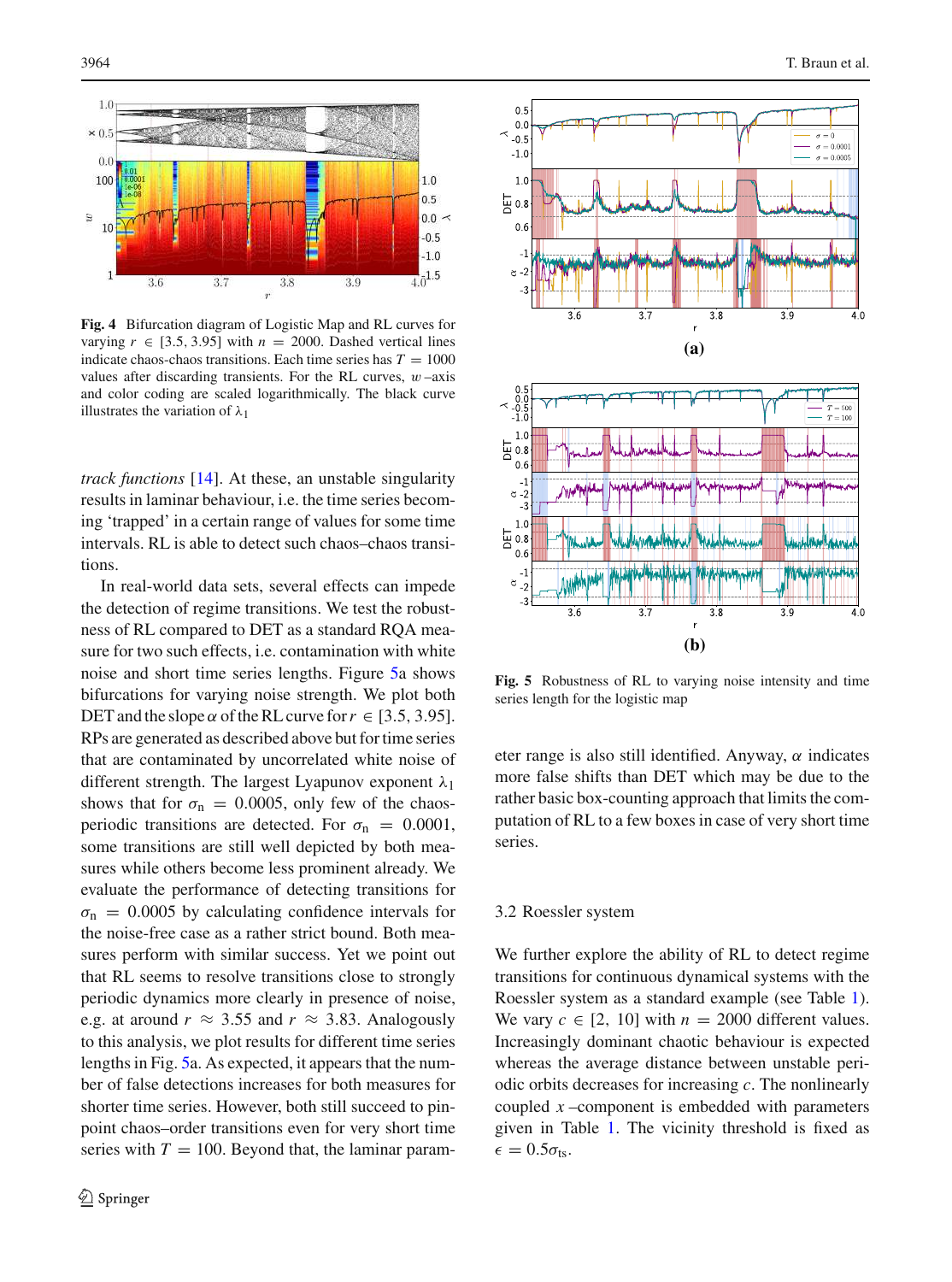**Fig. 4** Bifurcation diagram of Logistic Map and RL curves for varying $r \in [3.5, 3.95]$ with $n = 2000$. Dashed vertical lines indicate chaos-chaos transitions. Each time series has $T = 1000$ values after discarding transients. For the RL curves, $w$-axis and color coding are scaled logarithmically. The black curve illustrates the variation of $\lambda_1$

*track functions* [14]. At these, an unstable singularity results in laminar behaviour, i.e. the time series becoming 'trapped' in a certain range of values for some time intervals. RL is able to detect such chaos–chaos transitions.

In real-world data sets, several effects can impede the detection of regime transitions. We test the robustness of RL compared to DET as a standard RQA measure for two such effects, i.e. contamination with white noise and short time series lengths. Figure 5a shows bifurcations for varying noise strength. We plot both DET and the slope $\alpha$ of the RL curve for $r \in [3.5, 3.95]$. RPs are generated as described above but for time series that are contaminated by uncorrelated white noise of different strength. The largest Lyapunov exponent $\lambda_1$ shows that for $\sigma_n = 0.0005$, only few of the chaos-periodic transitions are detected. For $\sigma_n = 0.0001$, some transitions are still well depicted by both measures while others become less prominent already. We evaluate the performance of detecting transitions for $\sigma_n = 0.0005$ by calculating confidence intervals for the noise-free case as a rather strict bound. Both measures perform with similar success. Yet we point out that RL seems to resolve transitions close to strongly periodic dynamics more clearly in presence of noise, e.g. at around $r \approx 3.55$ and $r \approx 3.83$. Analogously to this analysis, we plot results for different time series lengths in Fig. 5a. As expected, it appears that the number of false detections increases for both measures for shorter time series. However, both still succeed to pinpoint chaos–order transitions even for very short time series with $T = 100$. Beyond that, the laminar parameter range is also still identified. Anyway, $\alpha$ indicates more false shifts than DET which may be due to the rather basic box-counting approach that limits the computation of RL to a few boxes in case of very short time series.

**Fig. 5** Robustness of RL to varying noise intensity and time series length for the logistic map

### 3.2 Roessler system

We further explore the ability of RL to detect regime transitions for continuous dynamical systems with the Roessler system as a standard example (see Table 1). We vary $c \in [2, 10]$ with $n = 2000$ different values. Increasingly dominant chaotic behaviour is expected whereas the average distance between unstable periodic orbits decreases for increasing $c$. The nonlinearly coupled $x$-component is embedded with parameters given in Table 1. The vicinity threshold is fixed as $\epsilon = 0.5\sigma_{ts}$.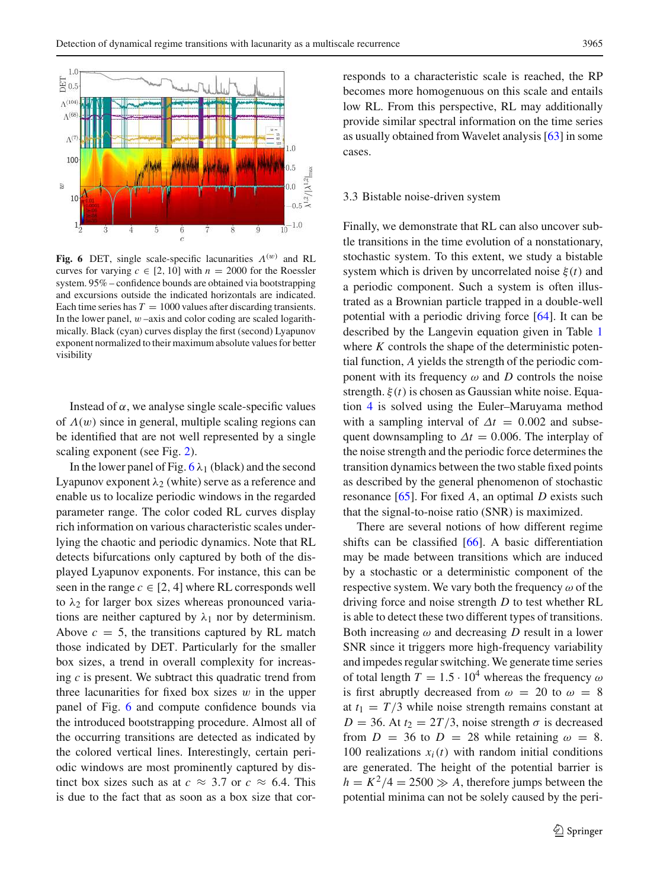**Fig. 6** DET, single scale-specific lacunarities $\Lambda^{(w)}$ and RL curves for varying $c \in [2, 10]$ with $n = 2000$ for the Roessler system. 95% – confidence bounds are obtained via bootstrapping and excursions outside the indicated horizontals are indicated. Each time series has $T = 1000$ values after discarding transients. In the lower panel, $w$ –axis and color coding are scaled logarithmically. Black (cyan) curves display the first (second) Lyapunov exponent normalized to their maximum absolute values for better visibility

Instead of $\alpha$, we analyse single scale-specific values of $\Lambda(w)$ since in general, multiple scaling regions can be identified that are not well represented by a single scaling exponent (see Fig. 2).

In the lower panel of Fig. 6 $\lambda_1$ (black) and the second Lyapunov exponent $\lambda_2$ (white) serve as a reference and enable us to localize periodic windows in the regarded parameter range. The color coded RL curves display rich information on various characteristic scales underlying the chaotic and periodic dynamics. Note that RL detects bifurcations only captured by both of the displayed Lyapunov exponents. For instance, this can be seen in the range $c \in [2, 4]$ where RL corresponds well to $\lambda_2$ for larger box sizes whereas pronounced variations are neither captured by $\lambda_1$ nor by determinism. Above $c = 5$, the transitions captured by RL match those indicated by DET. Particularly for the smaller box sizes, a trend in overall complexity for increasing $c$ is present. We subtract this quadratic trend from three lacunarities for fixed box sizes $w$ in the upper panel of Fig. 6 and compute confidence bounds via the introduced bootstrapping procedure. Almost all of the occurring transitions are detected as indicated by the colored vertical lines. Interestingly, certain periodic windows are most prominently captured by distinct box sizes such as at $c \approx 3.7$ or $c \approx 6.4$. This is due to the fact that as soon as a box size that corresponds to a characteristic scale is reached, the RP becomes more homogenuous on this scale and entails low RL. From this perspective, RL may additionally provide similar spectral information on the time series as usually obtained from Wavelet analysis [63] in some cases.

### 3.3 Bistable noise-driven system

Finally, we demonstrate that RL can also uncover subtle transitions in the time evolution of a nonstationary, stochastic system. To this extent, we study a bistable system which is driven by uncorrelated noise $\xi(t)$ and a periodic component. Such a system is often illustrated as a Brownian particle trapped in a double-well potential with a periodic driving force [64]. It can be described by the Langevin equation given in Table 1 where $K$ controls the shape of the deterministic potential function, $A$ yields the strength of the periodic component with its frequency $\omega$ and $D$ controls the noise strength. $\xi(t)$ is chosen as Gaussian white noise. Equation 4 is solved using the Euler–Maruyama method with a sampling interval of $\Delta t = 0.002$ and subsequent downsampling to $\Delta t = 0.006$. The interplay of the noise strength and the periodic force determines the transition dynamics between the two stable fixed points as described by the general phenomenon of stochastic resonance [65]. For fixed $A$, an optimal $D$ exists such that the signal-to-noise ratio (SNR) is maximized.

There are several notions of how different regime shifts can be classified [66]. A basic differentiation may be made between transitions which are induced by a stochastic or a deterministic component of the respective system. We vary both the frequency $\omega$ of the driving force and noise strength $D$ to test whether RL is able to detect these two different types of transitions. Both increasing $\omega$ and decreasing $D$ result in a lower SNR since it triggers more high-frequency variability and impedes regular switching. We generate time series of total length $T = 1.5 \cdot 10^4$ whereas the frequency $\omega$ is first abruptly decreased from $\omega = 20$ to $\omega = 8$ at $t_1 = T/3$ while noise strength remains constant at $D = 36$. At $t_2 = 2T/3$, noise strength $\sigma$ is decreased from $D = 36$ to $D = 28$ while retaining $\omega = 8$. 100 realizations $x_i(t)$ with random initial conditions are generated. The height of the potential barrier is $h = K^2/4 = 2500 \gg A$, therefore jumps between the potential minima can not be solely caused by the peri-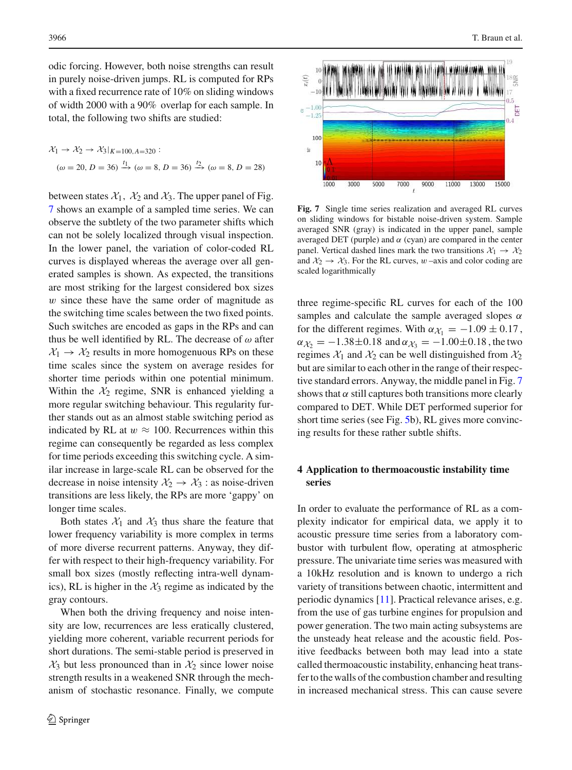odic forcing. However, both noise strengths can result in purely noise-driven jumps. RL is computed for RPs with a fixed recurrence rate of 10% on sliding windows of width 2000 with a 90% overlap for each sample. In total, the following two shifts are studied:

$$\mathcal{X}_1 \rightarrow \mathcal{X}_2 \rightarrow \mathcal{X}_3|_{K=100, A=320}:$$
$$(\omega = 20,\, D = 36) \xrightarrow{t_1} (\omega = 8,\, D = 36) \xrightarrow{t_2} (\omega = 8,\, D = 28)$$

between states $\mathcal{X}_1$, $\mathcal{X}_2$ and $\mathcal{X}_3$. The upper panel of Fig. 7 shows an example of a sampled time series. We can observe the subtlety of the two parameter shifts which can not be solely localized through visual inspection. In the lower panel, the variation of color-coded RL curves is displayed whereas the average over all generated samples is shown. As expected, the transitions are most striking for the largest considered box sizes $w$ since these have the same order of magnitude as the switching time scales between the two fixed points. Such switches are encoded as gaps in the RPs and can thus be well identified by RL. The decrease of $\omega$ after $\mathcal{X}_1 \rightarrow \mathcal{X}_2$ results in more homogenuous RPs on these time scales since the system on average resides for shorter time periods within one potential minimum. Within the $\mathcal{X}_2$ regime, SNR is enhanced yielding a more regular switching behaviour. This regularity further stands out as an almost stable switching period as indicated by RL at $w \approx 100$. Recurrences within this regime can consequently be regarded as less complex for time periods exceeding this switching cycle. A similar increase in large-scale RL can be observed for the decrease in noise intensity $\mathcal{X}_2 \rightarrow \mathcal{X}_3$ : as noise-driven transitions are less likely, the RPs are more 'gappy' on longer time scales.

Both states $\mathcal{X}_1$ and $\mathcal{X}_3$ thus share the feature that lower frequency variability is more complex in terms of more diverse recurrent patterns. Anyway, they differ with respect to their high-frequency variability. For small box sizes (mostly reflecting intra-well dynamics), RL is higher in the $\mathcal{X}_3$ regime as indicated by the gray contours.

When both the driving frequency and noise intensity are low, recurrences are less eratically clustered, yielding more coherent, variable recurrent periods for short durations. The semi-stable period is preserved in $\mathcal{X}_3$ but less pronounced than in $\mathcal{X}_2$ since lower noise strength results in a weakened SNR through the mechanism of stochastic resonance. Finally, we compute three regime-specific RL curves for each of the 100 samples and calculate the sample averaged slopes $\alpha$ for the different regimes. With $\alpha_{\mathcal{X}_1} = -1.09 \pm 0.17$, $\alpha_{\mathcal{X}_2} = -1.38 \pm 0.18$ and $\alpha_{\mathcal{X}_3} = -1.00 \pm 0.18$, the two regimes $\mathcal{X}_1$ and $\mathcal{X}_2$ can be well distinguished from $\mathcal{X}_2$ but are similar to each other in the range of their respective standard errors. Anyway, the middle panel in Fig. 7 shows that $\alpha$ still captures both transitions more clearly compared to DET. While DET performed superior for short time series (see Fig. 5b), RL gives more convincing results for these rather subtle shifts.

**Fig. 7** Single time series realization and averaged RL curves on sliding windows for bistable noise-driven system. Sample averaged SNR (gray) is indicated in the upper panel, sample averaged DET (purple) and $\alpha$ (cyan) are compared in the center panel. Vertical dashed lines mark the two transitions $\mathcal{X}_1 \rightarrow \mathcal{X}_2$ and $\mathcal{X}_2 \rightarrow \mathcal{X}_3$. For the RL curves, $w$–axis and color coding are scaled logarithmically

## 4 Application to thermoacoustic instability time series

In order to evaluate the performance of RL as a complexity indicator for empirical data, we apply it to acoustic pressure time series from a laboratory combustor with turbulent flow, operating at atmospheric pressure. The univariate time series was measured with a 10kHz resolution and is known to undergo a rich variety of transitions between chaotic, intermittent and periodic dynamics [11]. Practical relevance arises, e.g. from the use of gas turbine engines for propulsion and power generation. The two main acting subsystems are the unsteady heat release and the acoustic field. Positive feedbacks between both may lead into a state called thermoacoustic instability, enhancing heat transfer to the walls of the combustion chamber and resulting in increased mechanical stress. This can cause severe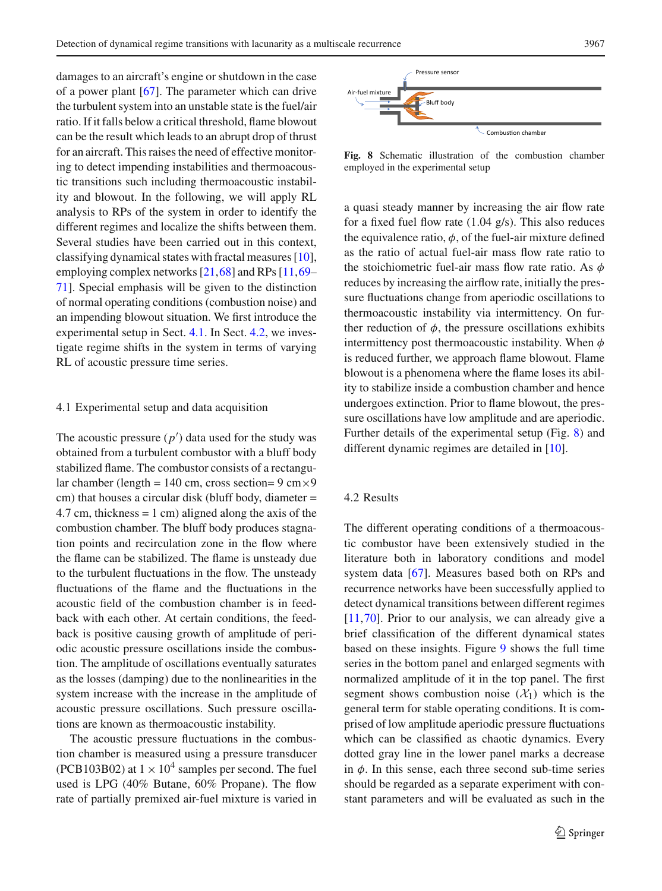damages to an aircraft's engine or shutdown in the case of a power plant [67]. The parameter which can drive the turbulent system into an unstable state is the fuel/air ratio. If it falls below a critical threshold, flame blowout can be the result which leads to an abrupt drop of thrust for an aircraft. This raises the need of effective monitoring to detect impending instabilities and thermoacoustic transitions such including thermoacoustic instability and blowout. In the following, we will apply RL analysis to RPs of the system in order to identify the different regimes and localize the shifts between them. Several studies have been carried out in this context, classifying dynamical states with fractal measures [10], employing complex networks [21,68] and RPs [11,69–71]. Special emphasis will be given to the distinction of normal operating conditions (combustion noise) and an impending blowout situation. We first introduce the experimental setup in Sect. 4.1. In Sect. 4.2, we investigate regime shifts in the system in terms of varying RL of acoustic pressure time series.

### 4.1 Experimental setup and data acquisition

The acoustic pressure ($p'$) data used for the study was obtained from a turbulent combustor with a bluff body stabilized flame. The combustor consists of a rectangular chamber (length = 140 cm, cross section= 9 cm×9 cm) that houses a circular disk (bluff body, diameter = 4.7 cm, thickness = 1 cm) aligned along the axis of the combustion chamber. The bluff body produces stagnation points and recirculation zone in the flow where the flame can be stabilized. The flame is unsteady due to the turbulent fluctuations in the flow. The unsteady fluctuations of the flame and the fluctuations in the acoustic field of the combustion chamber is in feedback with each other. At certain conditions, the feedback is positive causing growth of amplitude of periodic acoustic pressure oscillations inside the combustion. The amplitude of oscillations eventually saturates as the losses (damping) due to the nonlinearities in the system increase with the increase in the amplitude of acoustic pressure oscillations. Such pressure oscillations are known as thermoacoustic instability.

The acoustic pressure fluctuations in the combustion chamber is measured using a pressure transducer (PCB103B02) at $1 \times 10^4$ samples per second. The fuel used is LPG (40% Butane, 60% Propane). The flow rate of partially premixed air-fuel mixture is varied in a quasi steady manner by increasing the air flow rate for a fixed fuel flow rate (1.04 g/s). This also reduces the equivalence ratio, $\phi$, of the fuel-air mixture defined as the ratio of actual fuel-air mass flow rate ratio to the stoichiometric fuel-air mass flow rate ratio. As $\phi$ reduces by increasing the airflow rate, initially the pressure fluctuations change from aperiodic oscillations to thermoacoustic instability via intermittency. On further reduction of $\phi$, the pressure oscillations exhibits intermittency post thermoacoustic instability. When $\phi$ is reduced further, we approach flame blowout. Flame blowout is a phenomena where the flame loses its ability to stabilize inside a combustion chamber and hence undergoes extinction. Prior to flame blowout, the pressure oscillations have low amplitude and are aperiodic. Further details of the experimental setup (Fig. 8) and different dynamic regimes are detailed in [10].

Pressure sensor

Air-fuel mixture

Bluff body

Combustion chamber

**Fig. 8** Schematic illustration of the combustion chamber employed in the experimental setup

### 4.2 Results

The different operating conditions of a thermoacoustic combustor have been extensively studied in the literature both in laboratory conditions and model system data [67]. Measures based both on RPs and recurrence networks have been successfully applied to detect dynamical transitions between different regimes [11,70]. Prior to our analysis, we can already give a brief classification of the different dynamical states based on these insights. Figure 9 shows the full time series in the bottom panel and enlarged segments with normalized amplitude of it in the top panel. The first segment shows combustion noise ($\mathcal{X}_1$) which is the general term for stable operating conditions. It is comprised of low amplitude aperiodic pressure fluctuations which can be classified as chaotic dynamics. Every dotted gray line in the lower panel marks a decrease in $\phi$. In this sense, each three second sub-time series should be regarded as a separate experiment with constant parameters and will be evaluated as such in the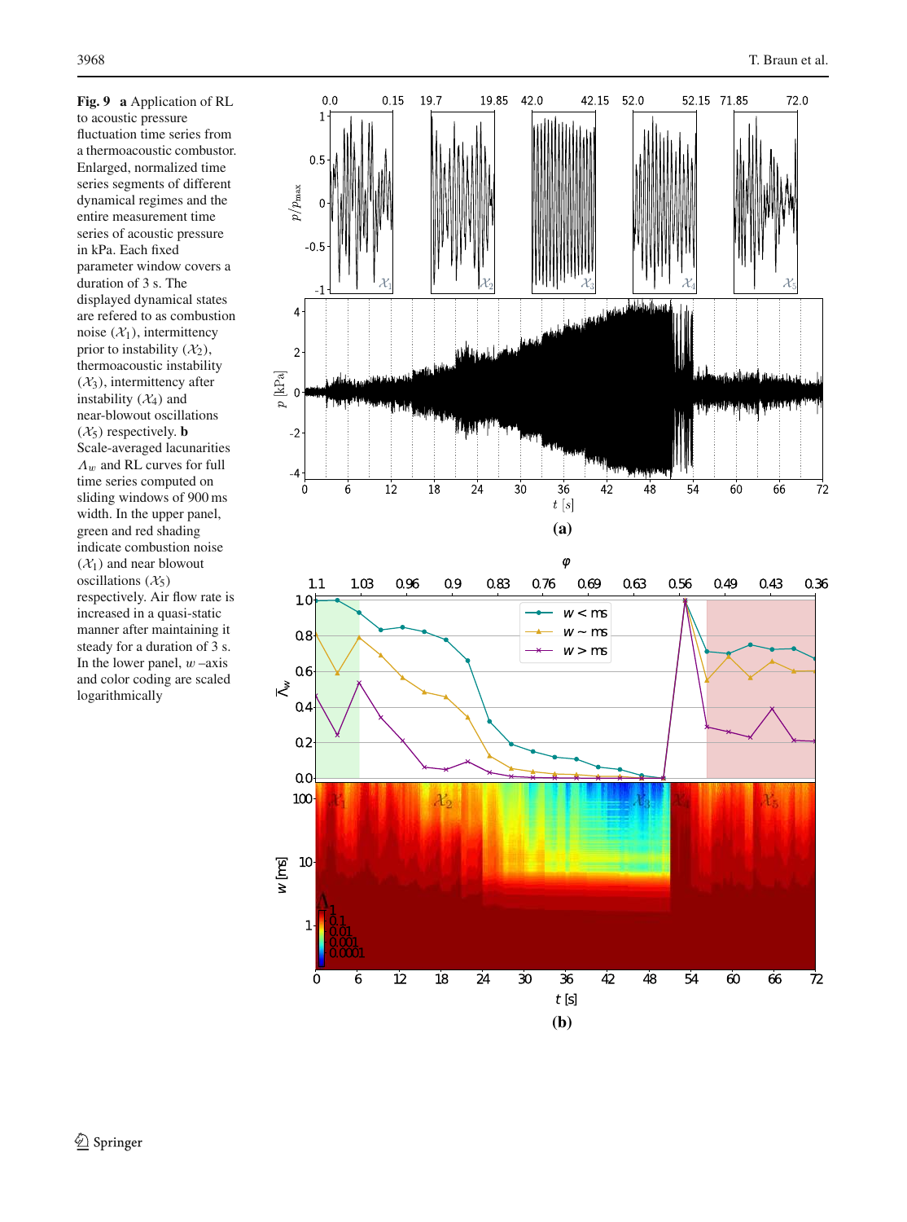**Fig. 9** **a** Application of RL to acoustic pressure fluctuation time series from a thermoacoustic combustor. Enlarged, normalized time series segments of different dynamical regimes and the entire measurement time series of acoustic pressure in kPa. Each fixed parameter window covers a duration of 3 s. The displayed dynamical states are refered to as combustion noise ($\mathcal{X}_1$), intermittency prior to instability ($\mathcal{X}_2$), thermoacoustic instability ($\mathcal{X}_3$), intermittency after instability ($\mathcal{X}_4$) and near-blowout oscillations ($\mathcal{X}_5$) respectively. **b** Scale-averaged lacunarities $\bar{\Lambda}_w$ and RL curves for full time series computed on sliding windows of 900 ms width. In the upper panel, green and red shading indicate combustion noise ($\mathcal{X}_1$) and near blowout oscillations ($\mathcal{X}_5$) respectively. Air flow rate is increased in a quasi-static manner after maintaining it steady for a duration of 3 s. In the lower panel, $w$ –axis and color coding are scaled logarithmically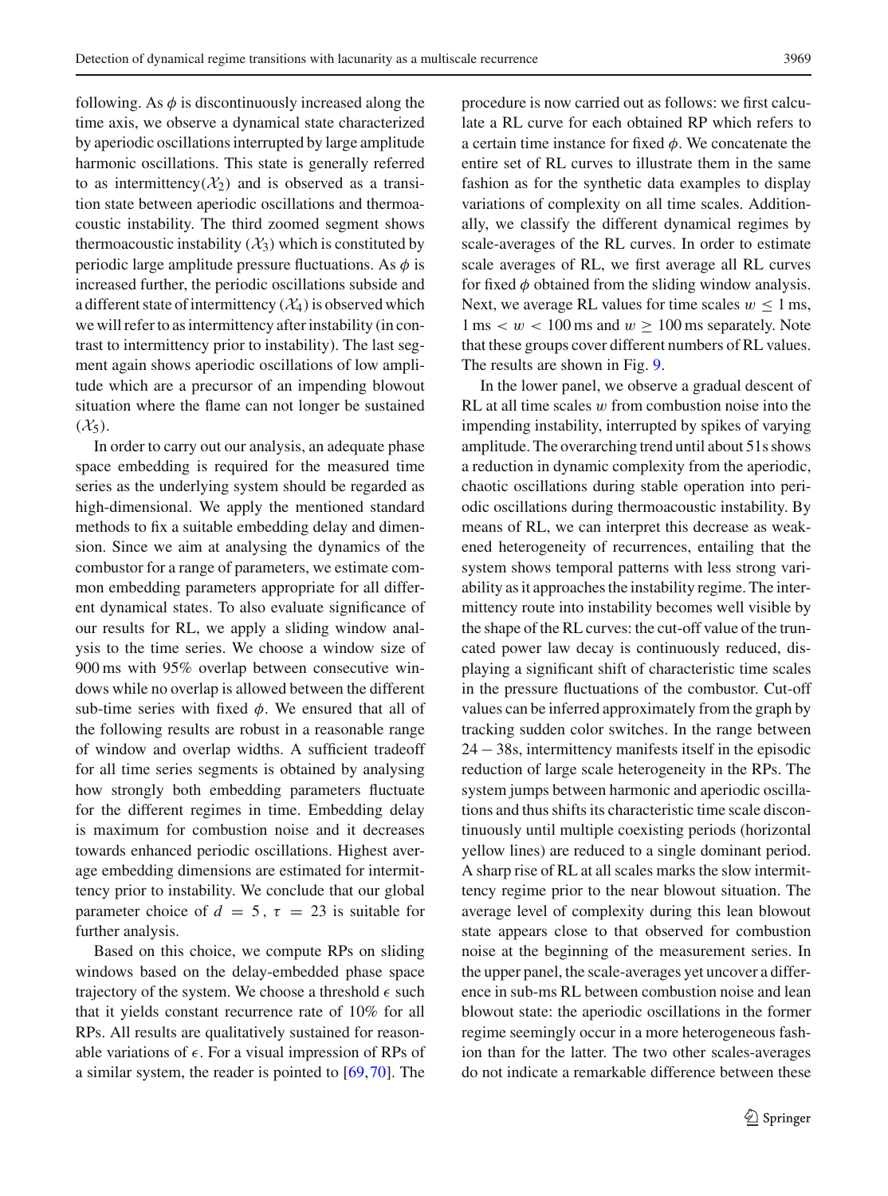following. As $\phi$ is discontinuously increased along the time axis, we observe a dynamical state characterized by aperiodic oscillations interrupted by large amplitude harmonic oscillations. This state is generally referred to as intermittency($\mathcal{X}_2$) and is observed as a transition state between aperiodic oscillations and thermoacoustic instability. The third zoomed segment shows thermoacoustic instability ($\mathcal{X}_3$) which is constituted by periodic large amplitude pressure fluctuations. As $\phi$ is increased further, the periodic oscillations subside and a different state of intermittency ($\mathcal{X}_4$) is observed which we will refer to as intermittency after instability (in contrast to intermittency prior to instability). The last segment again shows aperiodic oscillations of low amplitude which are a precursor of an impending blowout situation where the flame can not longer be sustained ($\mathcal{X}_5$).

In order to carry out our analysis, an adequate phase space embedding is required for the measured time series as the underlying system should be regarded as high-dimensional. We apply the mentioned standard methods to fix a suitable embedding delay and dimension. Since we aim at analysing the dynamics of the combustor for a range of parameters, we estimate common embedding parameters appropriate for all different dynamical states. To also evaluate significance of our results for RL, we apply a sliding window analysis to the time series. We choose a window size of 900 ms with 95% overlap between consecutive windows while no overlap is allowed between the different sub-time series with fixed $\phi$. We ensured that all of the following results are robust in a reasonable range of window and overlap widths. A sufficient tradeoff for all time series segments is obtained by analysing how strongly both embedding parameters fluctuate for the different regimes in time. Embedding delay is maximum for combustion noise and it decreases towards enhanced periodic oscillations. Highest average embedding dimensions are estimated for intermittency prior to instability. We conclude that our global parameter choice of $d = 5$ , $\tau = 23$ is suitable for further analysis.

Based on this choice, we compute RPs on sliding windows based on the delay-embedded phase space trajectory of the system. We choose a threshold $\epsilon$ such that it yields constant recurrence rate of 10% for all RPs. All results are qualitatively sustained for reasonable variations of $\epsilon$. For a visual impression of RPs of a similar system, the reader is pointed to [69,70]. The procedure is now carried out as follows: we first calculate a RL curve for each obtained RP which refers to a certain time instance for fixed $\phi$. We concatenate the entire set of RL curves to illustrate them in the same fashion as for the synthetic data examples to display variations of complexity on all time scales. Additionally, we classify the different dynamical regimes by scale-averages of the RL curves. In order to estimate scale averages of RL, we first average all RL curves for fixed $\phi$ obtained from the sliding window analysis. Next, we average RL values for time scales $w \leq 1$ ms, $1\,\text{ms} < w < 100\,\text{ms}$ and $w \geq 100$ ms separately. Note that these groups cover different numbers of RL values. The results are shown in Fig. 9.

In the lower panel, we observe a gradual descent of RL at all time scales $w$ from combustion noise into the impending instability, interrupted by spikes of varying amplitude. The overarching trend until about 51s shows a reduction in dynamic complexity from the aperiodic, chaotic oscillations during stable operation into periodic oscillations during thermoacoustic instability. By means of RL, we can interpret this decrease as weakened heterogeneity of recurrences, entailing that the system shows temporal patterns with less strong variability as it approaches the instability regime. The intermittency route into instability becomes well visible by the shape of the RL curves: the cut-off value of the truncated power law decay is continuously reduced, displaying a significant shift of characteristic time scales in the pressure fluctuations of the combustor. Cut-off values can be inferred approximately from the graph by tracking sudden color switches. In the range between $24 - 38$s, intermittency manifests itself in the episodic reduction of large scale heterogeneity in the RPs. The system jumps between harmonic and aperiodic oscillations and thus shifts its characteristic time scale discontinuously until multiple coexisting periods (horizontal yellow lines) are reduced to a single dominant period. A sharp rise of RL at all scales marks the slow intermittency regime prior to the near blowout situation. The average level of complexity during this lean blowout state appears close to that observed for combustion noise at the beginning of the measurement series. In the upper panel, the scale-averages yet uncover a difference in sub-ms RL between combustion noise and lean blowout state: the aperiodic oscillations in the former regime seemingly occur in a more heterogeneous fashion than for the latter. The two other scales-averages do not indicate a remarkable difference between these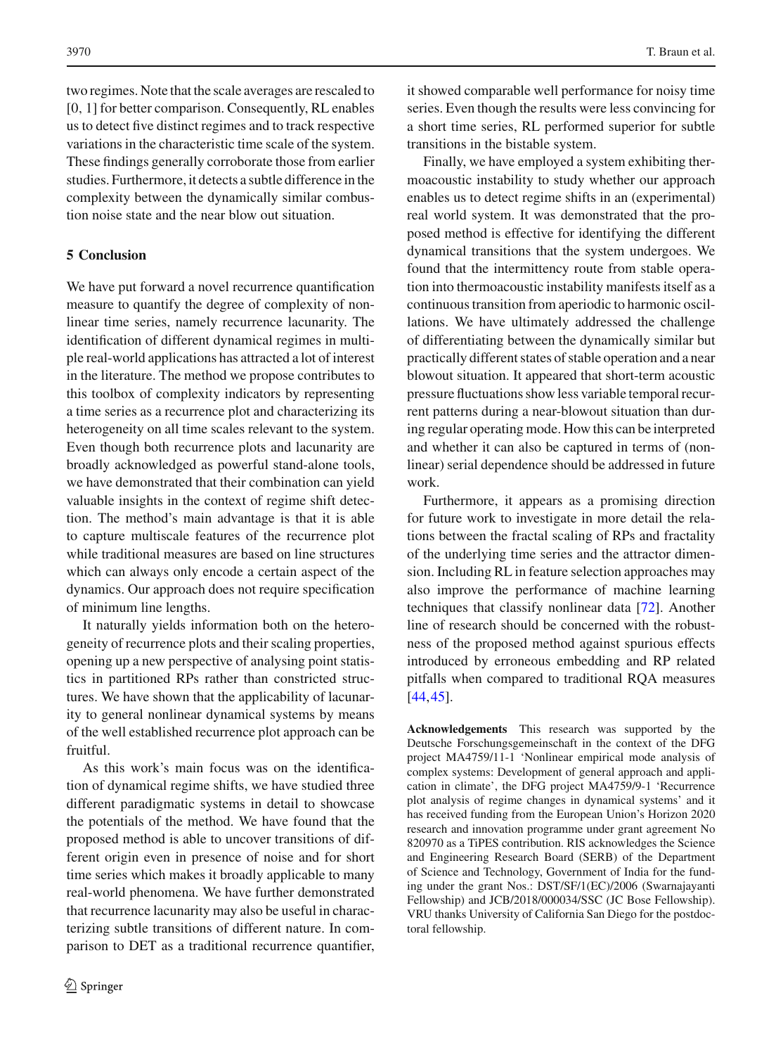two regimes. Note that the scale averages are rescaled to [0, 1] for better comparison. Consequently, RL enables us to detect five distinct regimes and to track respective variations in the characteristic time scale of the system. These findings generally corroborate those from earlier studies. Furthermore, it detects a subtle difference in the complexity between the dynamically similar combustion noise state and the near blow out situation.

## 5 Conclusion

We have put forward a novel recurrence quantification measure to quantify the degree of complexity of nonlinear time series, namely recurrence lacunarity. The identification of different dynamical regimes in multiple real-world applications has attracted a lot of interest in the literature. The method we propose contributes to this toolbox of complexity indicators by representing a time series as a recurrence plot and characterizing its heterogeneity on all time scales relevant to the system. Even though both recurrence plots and lacunarity are broadly acknowledged as powerful stand-alone tools, we have demonstrated that their combination can yield valuable insights in the context of regime shift detection. The method's main advantage is that it is able to capture multiscale features of the recurrence plot while traditional measures are based on line structures which can always only encode a certain aspect of the dynamics. Our approach does not require specification of minimum line lengths.

It naturally yields information both on the heterogeneity of recurrence plots and their scaling properties, opening up a new perspective of analysing point statistics in partitioned RPs rather than constricted structures. We have shown that the applicability of lacunarity to general nonlinear dynamical systems by means of the well established recurrence plot approach can be fruitful.

As this work's main focus was on the identification of dynamical regime shifts, we have studied three different paradigmatic systems in detail to showcase the potentials of the method. We have found that the proposed method is able to uncover transitions of different origin even in presence of noise and for short time series which makes it broadly applicable to many real-world phenomena. We have further demonstrated that recurrence lacunarity may also be useful in characterizing subtle transitions of different nature. In comparison to DET as a traditional recurrence quantifier, it showed comparable well performance for noisy time series. Even though the results were less convincing for a short time series, RL performed superior for subtle transitions in the bistable system.

Finally, we have employed a system exhibiting thermoacoustic instability to study whether our approach enables us to detect regime shifts in an (experimental) real world system. It was demonstrated that the proposed method is effective for identifying the different dynamical transitions that the system undergoes. We found that the intermittency route from stable operation into thermoacoustic instability manifests itself as a continuous transition from aperiodic to harmonic oscillations. We have ultimately addressed the challenge of differentiating between the dynamically similar but practically different states of stable operation and a near blowout situation. It appeared that short-term acoustic pressure fluctuations show less variable temporal recurrent patterns during a near-blowout situation than during regular operating mode. How this can be interpreted and whether it can also be captured in terms of (nonlinear) serial dependence should be addressed in future work.

Furthermore, it appears as a promising direction for future work to investigate in more detail the relations between the fractal scaling of RPs and fractality of the underlying time series and the attractor dimension. Including RL in feature selection approaches may also improve the performance of machine learning techniques that classify nonlinear data [72]. Another line of research should be concerned with the robustness of the proposed method against spurious effects introduced by erroneous embedding and RP related pitfalls when compared to traditional RQA measures [44,45].

**Acknowledgements** This research was supported by the Deutsche Forschungsgemeinschaft in the context of the DFG project MA4759/11-1 'Nonlinear empirical mode analysis of complex systems: Development of general approach and application in climate', the DFG project MA4759/9-1 'Recurrence plot analysis of regime changes in dynamical systems' and it has received funding from the European Union's Horizon 2020 research and innovation programme under grant agreement No 820970 as a TiPES contribution. RIS acknowledges the Science and Engineering Research Board (SERB) of the Department of Science and Technology, Government of India for the funding under the grant Nos.: DST/SF/1(EC)/2006 (Swarnajayanti Fellowship) and JCB/2018/000034/SSC (JC Bose Fellowship). VRU thanks University of California San Diego for the postdoctoral fellowship.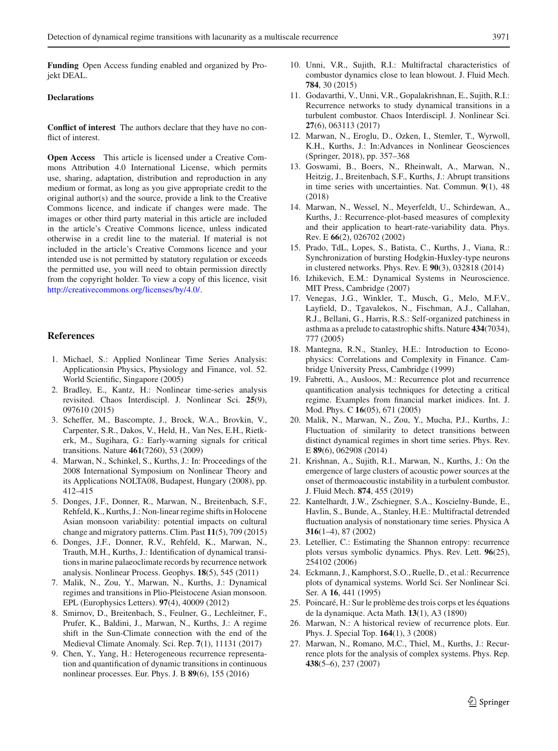**Funding** Open Access funding enabled and organized by Projekt DEAL.

**Declarations**

**Conflict of interest** The authors declare that they have no conflict of interest.

**Open Access** This article is licensed under a Creative Commons Attribution 4.0 International License, which permits use, sharing, adaptation, distribution and reproduction in any medium or format, as long as you give appropriate credit to the original author(s) and the source, provide a link to the Creative Commons licence, and indicate if changes were made. The images or other third party material in this article are included in the article's Creative Commons licence, unless indicated otherwise in a credit line to the material. If material is not included in the article's Creative Commons licence and your intended use is not permitted by statutory regulation or exceeds the permitted use, you will need to obtain permission directly from the copyright holder. To view a copy of this licence, visit http://creativecommons.org/licenses/by/4.0/.

## References

1. Michael, S.: Applied Nonlinear Time Series Analysis: Applicationsin Physics, Physiology and Finance, vol. 52. World Scientific, Singapore (2005)
2. Bradley, E., Kantz, H.: Nonlinear time-series analysis revisited. Chaos Interdiscipl. J. Nonlinear Sci. **25**(9), 097610 (2015)
3. Scheffer, M., Bascompte, J., Brock, W.A., Brovkin, V., Carpenter, S.R., Dakos, V., Held, H., Van Nes, E.H., Rietkerk, M., Sugihara, G.: Early-warning signals for critical transitions. Nature **461**(7260), 53 (2009)
4. Marwan, N., Schinkel, S., Kurths, J.: In: Proceedings of the 2008 International Symposium on Nonlinear Theory and its Applications NOLTA08, Budapest, Hungary (2008), pp. 412–415
5. Donges, J.F., Donner, R., Marwan, N., Breitenbach, S.F., Rehfeld, K., Kurths, J.: Non-linear regime shifts in Holocene Asian monsoon variability: potential impacts on cultural change and migratory patterns. Clim. Past **11**(5), 709 (2015)
6. Donges, J.F., Donner, R.V., Rehfeld, K., Marwan, N., Trauth, M.H., Kurths, J.: Identification of dynamical transitions in marine palaeoclimate records by recurrence network analysis. Nonlinear Process. Geophys. **18**(5), 545 (2011)
7. Malik, N., Zou, Y., Marwan, N., Kurths, J.: Dynamical regimes and transitions in Plio-Pleistocene Asian monsoon. EPL (Europhysics Letters). **97**(4), 40009 (2012)
8. Smirnov, D., Breitenbach, S., Feulner, G., Lechleitner, F., Prufer, K., Baldini, J., Marwan, N., Kurths, J.: A regime shift in the Sun-Climate connection with the end of the Medieval Climate Anomaly. Sci. Rep. **7**(1), 11131 (2017)
9. Chen, Y., Yang, H.: Heterogeneous recurrence representation and quantification of dynamic transitions in continuous nonlinear processes. Eur. Phys. J. B **89**(6), 155 (2016)
10. Unni, V.R., Sujith, R.I.: Multifractal characteristics of combustor dynamics close to lean blowout. J. Fluid Mech. **784**, 30 (2015)
11. Godavarthi, V., Unni, V.R., Gopalakrishnan, E., Sujith, R.I.: Recurrence networks to study dynamical transitions in a turbulent combustor. Chaos Interdiscipl. J. Nonlinear Sci. **27**(6), 063113 (2017)
12. Marwan, N., Eroglu, D., Ozken, I., Stemler, T., Wyrwoll, K.H., Kurths, J.: In:Advances in Nonlinear Geosciences (Springer, 2018), pp. 357–368
13. Goswami, B., Boers, N., Rheinwalt, A., Marwan, N., Heitzig, J., Breitenbach, S.F., Kurths, J.: Abrupt transitions in time series with uncertainties. Nat. Commun. **9**(1), 48 (2018)
14. Marwan, N., Wessel, N., Meyerfeldt, U., Schirdewan, A., Kurths, J.: Recurrence-plot-based measures of complexity and their application to heart-rate-variability data. Phys. Rev. E **66**(2), 026702 (2002)
15. Prado, TdL, Lopes, S., Batista, C., Kurths, J., Viana, R.: Synchronization of bursting Hodgkin-Huxley-type neurons in clustered networks. Phys. Rev. E **90**(3), 032818 (2014)
16. Izhikevich, E.M.: Dynamical Systems in Neuroscience. MIT Press, Cambridge (2007)
17. Venegas, J.G., Winkler, T., Musch, G., Melo, M.F.V., Layfield, D., Tgavalekos, N., Fischman, A.J., Callahan, R.J., Bellani, G., Harris, R.S.: Self-organized patchiness in asthma as a prelude to catastrophic shifts. Nature **434**(7034), 777 (2005)
18. Mantegna, R.N., Stanley, H.E.: Introduction to Econophysics: Correlations and Complexity in Finance. Cambridge University Press, Cambridge (1999)
19. Fabretti, A., Ausloos, M.: Recurrence plot and recurrence quantification analysis techniques for detecting a critical regime. Examples from financial market inidices. Int. J. Mod. Phys. C **16**(05), 671 (2005)
20. Malik, N., Marwan, N., Zou, Y., Mucha, P.J., Kurths, J.: Fluctuation of similarity to detect transitions between distinct dynamical regimes in short time series. Phys. Rev. E **89**(6), 062908 (2014)
21. Krishnan, A., Sujith, R.I., Marwan, N., Kurths, J.: On the emergence of large clusters of acoustic power sources at the onset of thermoacoustic instability in a turbulent combustor. J. Fluid Mech. **874**, 455 (2019)
22. Kantelhardt, J.W., Zschiegner, S.A., Koscielny-Bunde, E., Havlin, S., Bunde, A., Stanley, H.E.: Multifractal detrended fluctuation analysis of nonstationary time series. Physica A **316**(1–4), 87 (2002)
23. Letellier, C.: Estimating the Shannon entropy: recurrence plots versus symbolic dynamics. Phys. Rev. Lett. **96**(25), 254102 (2006)
24. Eckmann, J., Kamphorst, S.O., Ruelle, D., et al.: Recurrence plots of dynamical systems. World Sci. Ser Nonlinear Sci. Ser. A **16**, 441 (1995)
25. Poincaré, H.: Sur le problème des trois corps et les équations de la dynamique. Acta Math. **13**(1), A3 (1890)
26. Marwan, N.: A historical review of recurrence plots. Eur. Phys. J. Special Top. **164**(1), 3 (2008)
27. Marwan, N., Romano, M.C., Thiel, M., Kurths, J.: Recurrence plots for the analysis of complex systems. Phys. Rep. **438**(5–6), 237 (2007)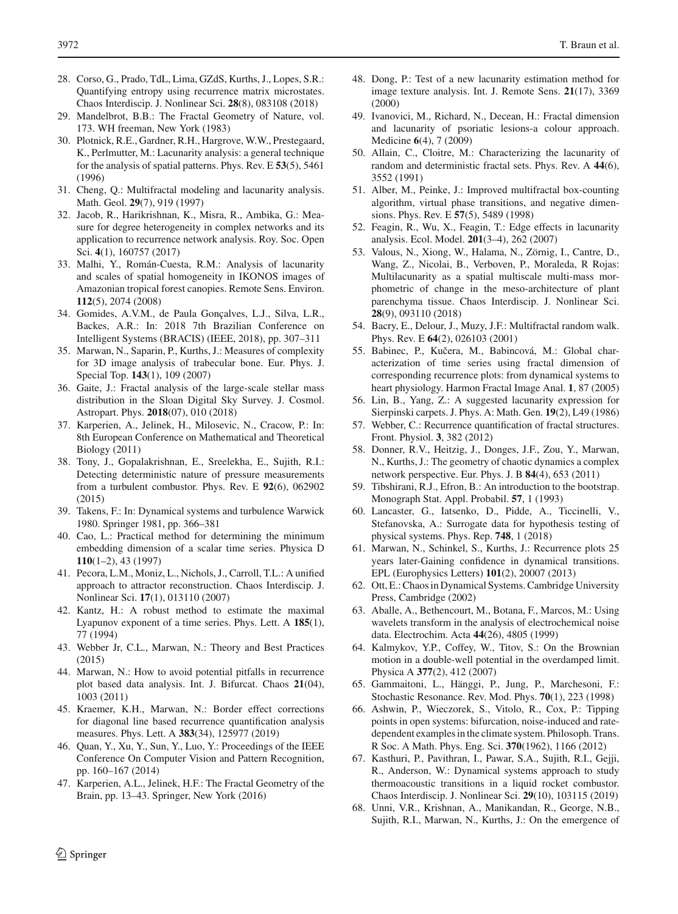28. Corso, G., Prado, TdL, Lima, GZdS, Kurths, J., Lopes, S.R.: Quantifying entropy using recurrence matrix microstates. Chaos Interdiscip. J. Nonlinear Sci. **28**(8), 083108 (2018)
29. Mandelbrot, B.B.: The Fractal Geometry of Nature, vol. 173. WH freeman, New York (1983)
30. Plotnick, R.E., Gardner, R.H., Hargrove, W.W., Prestegaard, K., Perlmutter, M.: Lacunarity analysis: a general technique for the analysis of spatial patterns. Phys. Rev. E **53**(5), 5461 (1996)
31. Cheng, Q.: Multifractal modeling and lacunarity analysis. Math. Geol. **29**(7), 919 (1997)
32. Jacob, R., Harikrishnan, K., Misra, R., Ambika, G.: Measure for degree heterogeneity in complex networks and its application to recurrence network analysis. Roy. Soc. Open Sci. **4**(1), 160757 (2017)
33. Malhi, Y., Román-Cuesta, R.M.: Analysis of lacunarity and scales of spatial homogeneity in IKONOS images of Amazonian tropical forest canopies. Remote Sens. Environ. **112**(5), 2074 (2008)
34. Gomides, A.V.M., de Paula Gonçalves, L.J., Silva, L.R., Backes, A.R.: In: 2018 7th Brazilian Conference on Intelligent Systems (BRACIS) (IEEE, 2018), pp. 307–311
35. Marwan, N., Saparin, P., Kurths, J.: Measures of complexity for 3D image analysis of trabecular bone. Eur. Phys. J. Special Top. **143**(1), 109 (2007)
36. Gaite, J.: Fractal analysis of the large-scale stellar mass distribution in the Sloan Digital Sky Survey. J. Cosmol. Astropart. Phys. **2018**(07), 010 (2018)
37. Karperien, A., Jelinek, H., Milosevic, N., Cracow, P.: In: 8th European Conference on Mathematical and Theoretical Biology (2011)
38. Tony, J., Gopalakrishnan, E., Sreelekha, E., Sujith, R.I.: Detecting deterministic nature of pressure measurements from a turbulent combustor. Phys. Rev. E **92**(6), 062902 (2015)
39. Takens, F.: In: Dynamical systems and turbulence Warwick 1980. Springer 1981, pp. 366–381
40. Cao, L.: Practical method for determining the minimum embedding dimension of a scalar time series. Physica D **110**(1–2), 43 (1997)
41. Pecora, L.M., Moniz, L., Nichols, J., Carroll, T.L.: A unified approach to attractor reconstruction. Chaos Interdiscip. J. Nonlinear Sci. **17**(1), 013110 (2007)
42. Kantz, H.: A robust method to estimate the maximal Lyapunov exponent of a time series. Phys. Lett. A **185**(1), 77 (1994)
43. Webber Jr, C.L., Marwan, N.: Theory and Best Practices (2015)
44. Marwan, N.: How to avoid potential pitfalls in recurrence plot based data analysis. Int. J. Bifurcat. Chaos **21**(04), 1003 (2011)
45. Kraemer, K.H., Marwan, N.: Border effect corrections for diagonal line based recurrence quantification analysis measures. Phys. Lett. A **383**(34), 125977 (2019)
46. Quan, Y., Xu, Y., Sun, Y., Luo, Y.: Proceedings of the IEEE Conference On Computer Vision and Pattern Recognition, pp. 160–167 (2014)
47. Karperien, A.L., Jelinek, H.F.: The Fractal Geometry of the Brain, pp. 13–43. Springer, New York (2016)
48. Dong, P.: Test of a new lacunarity estimation method for image texture analysis. Int. J. Remote Sens. **21**(17), 3369 (2000)
49. Ivanovici, M., Richard, N., Decean, H.: Fractal dimension and lacunarity of psoriatic lesions-a colour approach. Medicine **6**(4), 7 (2009)
50. Allain, C., Cloitre, M.: Characterizing the lacunarity of random and deterministic fractal sets. Phys. Rev. A **44**(6), 3552 (1991)
51. Alber, M., Peinke, J.: Improved multifractal box-counting algorithm, virtual phase transitions, and negative dimensions. Phys. Rev. E **57**(5), 5489 (1998)
52. Feagin, R., Wu, X., Feagin, T.: Edge effects in lacunarity analysis. Ecol. Model. **201**(3–4), 262 (2007)
53. Valous, N., Xiong, W., Halama, N., Zörnig, I., Cantre, D., Wang, Z., Nicolai, B., Verboven, P., Moraleda, R Rojas: Multilacunarity as a spatial multiscale multi-mass morphometric of change in the meso-architecture of plant parenchyma tissue. Chaos Interdiscip. J. Nonlinear Sci. **28**(9), 093110 (2018)
54. Bacry, E., Delour, J., Muzy, J.F.: Multifractal random walk. Phys. Rev. E **64**(2), 026103 (2001)
55. Babinec, P., Kučera, M., Babincová, M.: Global characterization of time series using fractal dimension of corresponding recurrence plots: from dynamical systems to heart physiology. Harmon Fractal Image Anal. **1**, 87 (2005)
56. Lin, B., Yang, Z.: A suggested lacunarity expression for Sierpinski carpets. J. Phys. A: Math. Gen. **19**(2), L49 (1986)
57. Webber, C.: Recurrence quantification of fractal structures. Front. Physiol. **3**, 382 (2012)
58. Donner, R.V., Heitzig, J., Donges, J.F., Zou, Y., Marwan, N., Kurths, J.: The geometry of chaotic dynamics a complex network perspective. Eur. Phys. J. B **84**(4), 653 (2011)
59. Tibshirani, R.J., Efron, B.: An introduction to the bootstrap. Monograph Stat. Appl. Probabil. **57**, 1 (1993)
60. Lancaster, G., Iatsenko, D., Pidde, A., Ticcinelli, V., Stefanovska, A.: Surrogate data for hypothesis testing of physical systems. Phys. Rep. **748**, 1 (2018)
61. Marwan, N., Schinkel, S., Kurths, J.: Recurrence plots 25 years later-Gaining confidence in dynamical transitions. EPL (Europhysics Letters) **101**(2), 20007 (2013)
62. Ott, E.: Chaos in Dynamical Systems. Cambridge University Press, Cambridge (2002)
63. Aballe, A., Bethencourt, M., Botana, F., Marcos, M.: Using wavelets transform in the analysis of electrochemical noise data. Electrochim. Acta **44**(26), 4805 (1999)
64. Kalmykov, Y.P., Coffey, W., Titov, S.: On the Brownian motion in a double-well potential in the overdamped limit. Physica A **377**(2), 412 (2007)
65. Gammaitoni, L., Hänggi, P., Jung, P., Marchesoni, F.: Stochastic Resonance. Rev. Mod. Phys. **70**(1), 223 (1998)
66. Ashwin, P., Wieczorek, S., Vitolo, R., Cox, P.: Tipping points in open systems: bifurcation, noise-induced and rate-dependent examples in the climate system. Philosoph. Trans. R Soc. A Math. Phys. Eng. Sci. **370**(1962), 1166 (2012)
67. Kasthuri, P., Pavithran, I., Pawar, S.A., Sujith, R.I., Gejji, R., Anderson, W.: Dynamical systems approach to study thermoacoustic transitions in a liquid rocket combustor. Chaos Interdiscip. J. Nonlinear Sci. **29**(10), 103115 (2019)
68. Unni, V.R., Krishnan, A., Manikandan, R., George, N.B., Sujith, R.I., Marwan, N., Kurths, J.: On the emergence of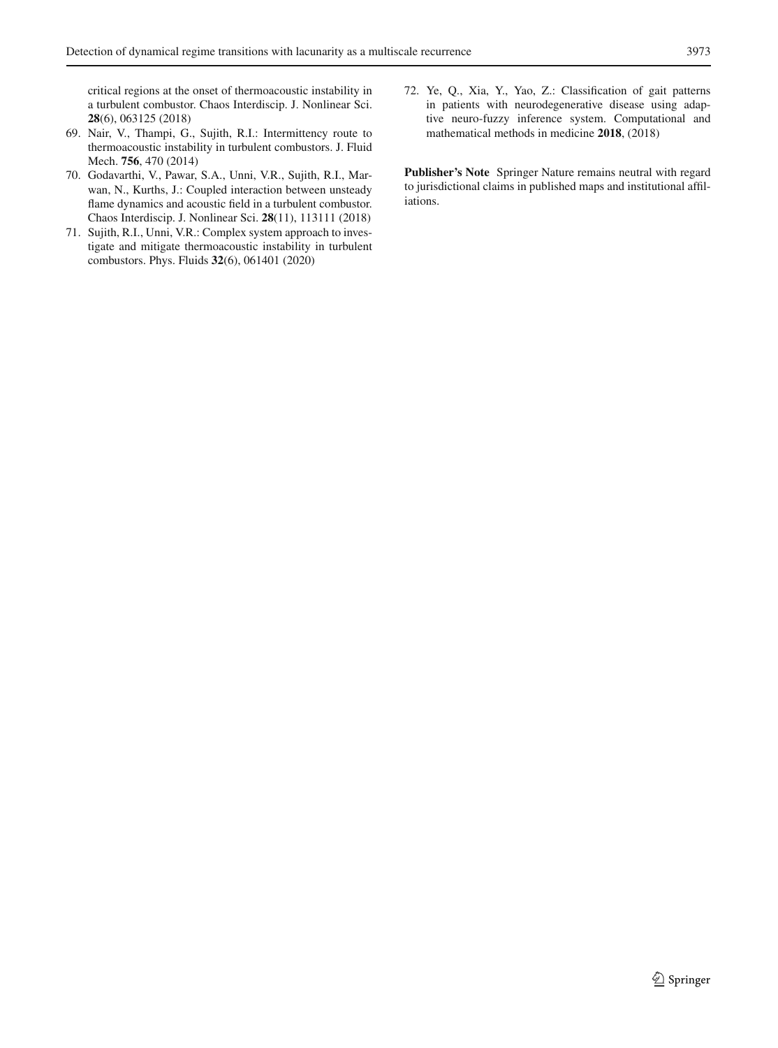critical regions at the onset of thermoacoustic instability in a turbulent combustor. Chaos Interdiscip. J. Nonlinear Sci. **28**(6), 063125 (2018)

69. Nair, V., Thampi, G., Sujith, R.I.: Intermittency route to thermoacoustic instability in turbulent combustors. J. Fluid Mech. **756**, 470 (2014)
70. Godavarthi, V., Pawar, S.A., Unni, V.R., Sujith, R.I., Marwan, N., Kurths, J.: Coupled interaction between unsteady flame dynamics and acoustic field in a turbulent combustor. Chaos Interdiscip. J. Nonlinear Sci. **28**(11), 113111 (2018)
71. Sujith, R.I., Unni, V.R.: Complex system approach to investigate and mitigate thermoacoustic instability in turbulent combustors. Phys. Fluids **32**(6), 061401 (2020)
72. Ye, Q., Xia, Y., Yao, Z.: Classification of gait patterns in patients with neurodegenerative disease using adaptive neuro-fuzzy inference system. Computational and mathematical methods in medicine **2018**, (2018)

**Publisher's Note** Springer Nature remains neutral with regard to jurisdictional claims in published maps and institutional affiliations.